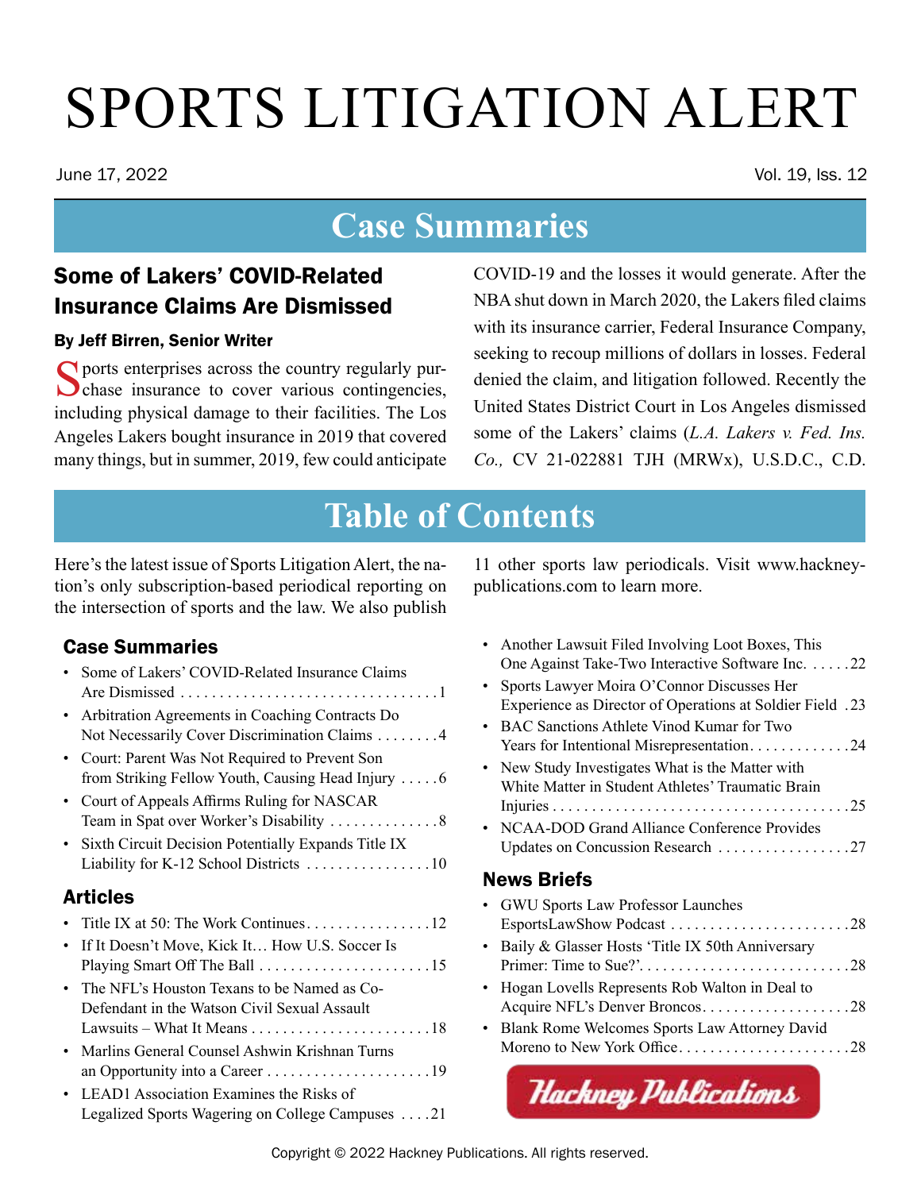# SPORTS LITIGATION ALERT

June 17, 2022

Vol. 19, Iss. 12

## Case Summaries

### Some of Lakers' COVID-Related Insurance Claims Are Dismissed

**By Jeff Birren, Senior Writer**

Sports enterprises across the country regularly purchase insurance to cover various contingencies, including physical damage to their facilities. The Los Angeles Lakers bought insurance in 2019 that covered many things, but in summer, 2019, few could anticipate COVID-19 and the losses it would generate. After the NBA shut down in March 2020, the Lakers filed claims with its insurance carrier, Federal Insurance Company, seeking to recoup millions of dollars in losses. Federal denied the claim, and litigation followed. Recently the United States District Court in Los Angeles dismissed some of the Lakers' claims (*L.A. Lakers v. Fed. Ins. Co.,* CV 21-022881 TJH (MRWx), U.S.D.C., C.D.

## Table of Contents

Here's the latest issue of Sports Litigation Alert, the nation's only subscription-based periodical reporting on the intersection of sports and the law. We also publish 11 other sports law periodicals. Visit www.hackneypublications.com to learn more.

### Case Summaries

- Some of Lakers' COVID-Related Insurance Claims Are Dismissed . . . . 1
- Arbitration Agreements in Coaching Contracts Do Not Necessarily Cover Discrimination Claims . . . . 4
- Court: Parent Was Not Required to Prevent Son from Striking Fellow Youth, Causing Head Injury . . . . 6
- Court of Appeals Affirms Ruling for NASCAR Team in Spat over Worker's Disability . . . . 8
- Sixth Circuit Decision Potentially Expands Title IX Liability for K-12 School Districts . . . . 10

### Articles

- Title IX at 50: The Work Continues . . . . 12
- If It Doesn't Move, Kick It… How U.S. Soccer Is Playing Smart Off The Ball . . . . 15
- The NFL's Houston Texans to be Named as Co-Defendant in the Watson Civil Sexual Assault Lawsuits – What It Means . . . . 18
- Marlins General Counsel Ashwin Krishnan Turns an Opportunity into a Career . . . . 19
- LEAD1 Association Examines the Risks of Legalized Sports Wagering on College Campuses . . . . 21
- Another Lawsuit Filed Involving Loot Boxes, This One Against Take-Two Interactive Software Inc. . . . . 22
- Sports Lawyer Moira O'Connor Discusses Her Experience as Director of Operations at Soldier Field . . . . 23
- BAC Sanctions Athlete Vinod Kumar for Two Years for Intentional Misrepresentation . . . . 24
- New Study Investigates What is the Matter with White Matter in Student Athletes' Traumatic Brain Injuries . . . . 25
- NCAA-DOD Grand Alliance Conference Provides Updates on Concussion Research . . . . 27

### News Briefs

- GWU Sports Law Professor Launches EsportsLawShow Podcast . . . . 28
- Baily & Glasser Hosts 'Title IX 50th Anniversary Primer: Time to Sue?' . . . . 28
- Hogan Lovells Represents Rob Walton in Deal to Acquire NFL's Denver Broncos . . . . 28
- Blank Rome Welcomes Sports Law Attorney David Moreno to New York Office . . . . 28

Hackney Publications

Copyright © 2022 Hackney Publications. All rights reserved.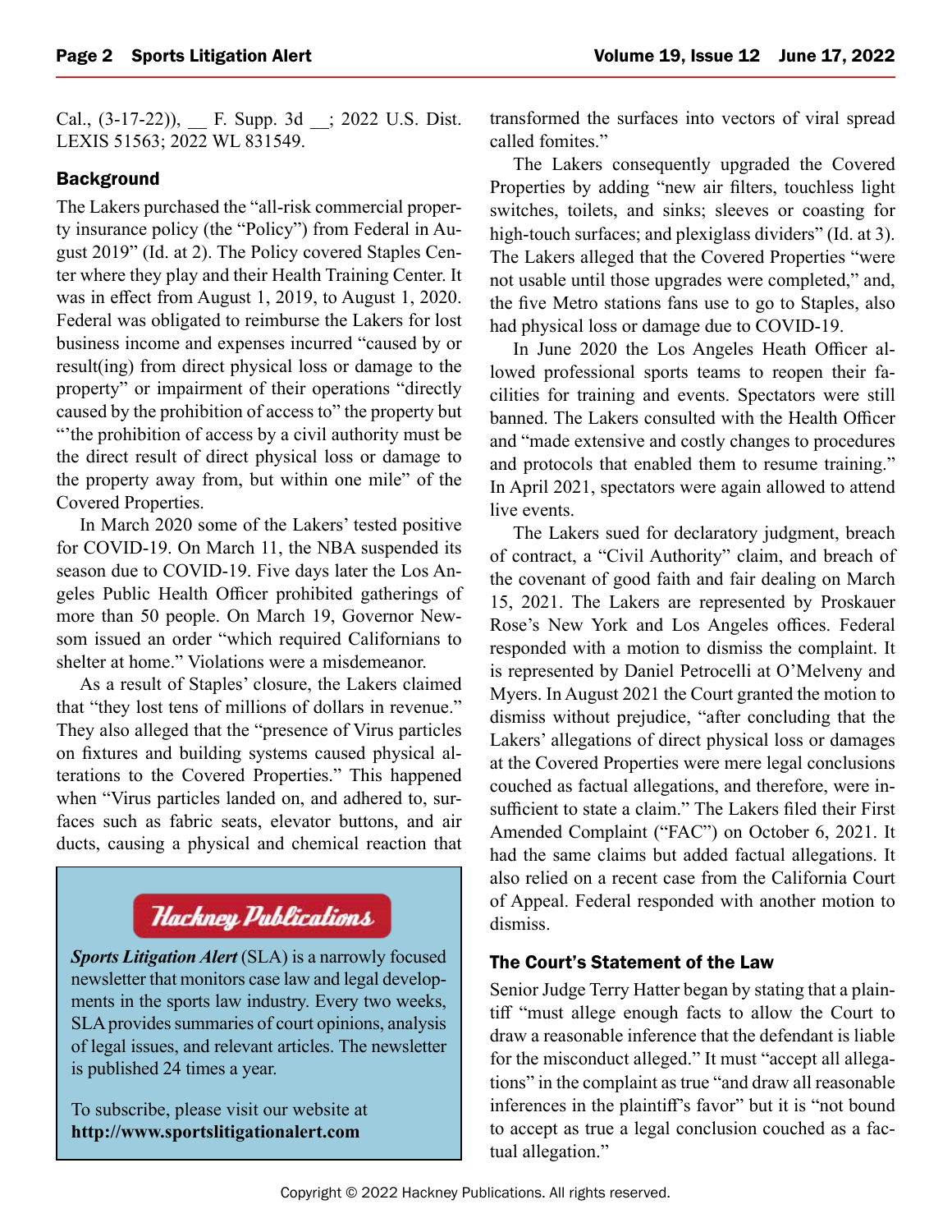Cal., (3-17-22)), __ F. Supp. 3d __; 2022 U.S. Dist. LEXIS 51563; 2022 WL 831549.

### Background

The Lakers purchased the "all-risk commercial property insurance policy (the "Policy") from Federal in August 2019" (Id. at 2). The Policy covered Staples Center where they play and their Health Training Center. It was in effect from August 1, 2019, to August 1, 2020. Federal was obligated to reimburse the Lakers for lost business income and expenses incurred "caused by or result(ing) from direct physical loss or damage to the property" or impairment of their operations "directly caused by the prohibition of access to" the property but "'the prohibition of access by a civil authority must be the direct result of direct physical loss or damage to the property away from, but within one mile" of the Covered Properties.

In March 2020 some of the Lakers' tested positive for COVID-19. On March 11, the NBA suspended its season due to COVID-19. Five days later the Los Angeles Public Health Officer prohibited gatherings of more than 50 people. On March 19, Governor Newsom issued an order "which required Californians to shelter at home." Violations were a misdemeanor.

As a result of Staples' closure, the Lakers claimed that "they lost tens of millions of dollars in revenue." They also alleged that the "presence of Virus particles on fixtures and building systems caused physical alterations to the Covered Properties." This happened when "Virus particles landed on, and adhered to, surfaces such as fabric seats, elevator buttons, and air ducts, causing a physical and chemical reaction that transformed the surfaces into vectors of viral spread called fomites."

The Lakers consequently upgraded the Covered Properties by adding "new air filters, touchless light switches, toilets, and sinks; sleeves or coasting for high-touch surfaces; and plexiglass dividers" (Id. at 3). The Lakers alleged that the Covered Properties "were not usable until those upgrades were completed," and, the five Metro stations fans use to go to Staples, also had physical loss or damage due to COVID-19.

In June 2020 the Los Angeles Heath Officer allowed professional sports teams to reopen their facilities for training and events. Spectators were still banned. The Lakers consulted with the Health Officer and "made extensive and costly changes to procedures and protocols that enabled them to resume training." In April 2021, spectators were again allowed to attend live events.

The Lakers sued for declaratory judgment, breach of contract, a "Civil Authority" claim, and breach of the covenant of good faith and fair dealing on March 15, 2021. The Lakers are represented by Proskauer Rose's New York and Los Angeles offices. Federal responded with a motion to dismiss the complaint. It is represented by Daniel Petrocelli at O'Melveny and Myers. In August 2021 the Court granted the motion to dismiss without prejudice, "after concluding that the Lakers' allegations of direct physical loss or damages at the Covered Properties were mere legal conclusions couched as factual allegations, and therefore, were insufficient to state a claim." The Lakers filed their First Amended Complaint ("FAC") on October 6, 2021. It had the same claims but added factual allegations. It also relied on a recent case from the California Court of Appeal. Federal responded with another motion to dismiss.

### The Court's Statement of the Law

Senior Judge Terry Hatter began by stating that a plaintiff "must allege enough facts to allow the Court to draw a reasonable inference that the defendant is liable for the misconduct alleged." It must "accept all allegations" in the complaint as true "and draw all reasonable inferences in the plaintiff's favor" but it is "not bound to accept as true a legal conclusion couched as a factual allegation."

---

**Hackney Publications**

***Sports Litigation Alert*** (SLA) is a narrowly focused newsletter that monitors case law and legal developments in the sports law industry. Every two weeks, SLA provides summaries of court opinions, analysis of legal issues, and relevant articles. The newsletter is published 24 times a year.

To subscribe, please visit our website at **http://www.sportslitigationalert.com**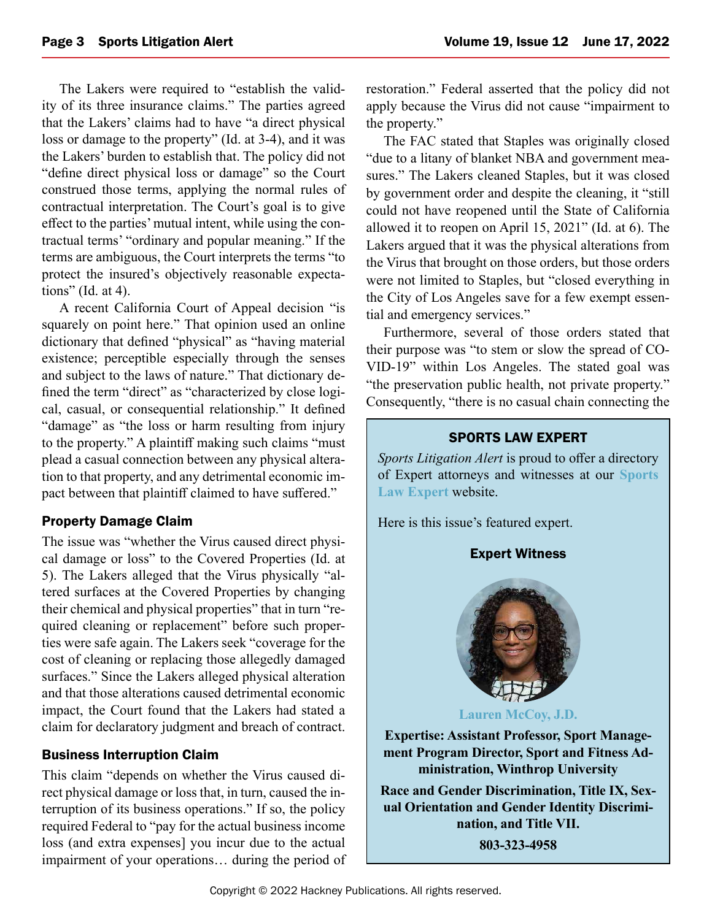The Lakers were required to "establish the validity of its three insurance claims." The parties agreed that the Lakers' claims had to have "a direct physical loss or damage to the property" (Id. at 3-4), and it was the Lakers' burden to establish that. The policy did not "define direct physical loss or damage" so the Court construed those terms, applying the normal rules of contractual interpretation. The Court's goal is to give effect to the parties' mutual intent, while using the contractual terms' "ordinary and popular meaning." If the terms are ambiguous, the Court interprets the terms "to protect the insured's objectively reasonable expectations" (Id. at 4).

A recent California Court of Appeal decision "is squarely on point here." That opinion used an online dictionary that defined "physical" as "having material existence; perceptible especially through the senses and subject to the laws of nature." That dictionary defined the term "direct" as "characterized by close logical, casual, or consequential relationship." It defined "damage" as "the loss or harm resulting from injury to the property." A plaintiff making such claims "must plead a casual connection between any physical alteration to that property, and any detrimental economic impact between that plaintiff claimed to have suffered."

### Property Damage Claim

The issue was "whether the Virus caused direct physical damage or loss" to the Covered Properties (Id. at 5). The Lakers alleged that the Virus physically "altered surfaces at the Covered Properties by changing their chemical and physical properties" that in turn "required cleaning or replacement" before such properties were safe again. The Lakers seek "coverage for the cost of cleaning or replacing those allegedly damaged surfaces." Since the Lakers alleged physical alteration and that those alterations caused detrimental economic impact, the Court found that the Lakers had stated a claim for declaratory judgment and breach of contract.

### Business Interruption Claim

This claim "depends on whether the Virus caused direct physical damage or loss that, in turn, caused the interruption of its business operations." If so, the policy required Federal to "pay for the actual business income loss (and extra expenses] you incur due to the actual impairment of your operations… during the period of restoration." Federal asserted that the policy did not apply because the Virus did not cause "impairment to the property."

The FAC stated that Staples was originally closed "due to a litany of blanket NBA and government measures." The Lakers cleaned Staples, but it was closed by government order and despite the cleaning, it "still could not have reopened until the State of California allowed it to reopen on April 15, 2021" (Id. at 6). The Lakers argued that it was the physical alterations from the Virus that brought on those orders, but those orders were not limited to Staples, but "closed everything in the City of Los Angeles save for a few exempt essential and emergency services."

Furthermore, several of those orders stated that their purpose was "to stem or slow the spread of COVID-19" within Los Angeles. The stated goal was "the preservation public health, not private property." Consequently, "there is no casual chain connecting the

---

**SPORTS LAW EXPERT**

*Sports Litigation Alert* is proud to offer a directory of Expert attorneys and witnesses at our **Sports Law Expert** website.

Here is this issue's featured expert.

**Expert Witness**

**Lauren McCoy, J.D.**

**Expertise: Assistant Professor, Sport Management Program Director, Sport and Fitness Administration, Winthrop University**

**Race and Gender Discrimination, Title IX, Sexual Orientation and Gender Identity Discrimination, and Title VII.**

**803-323-4958**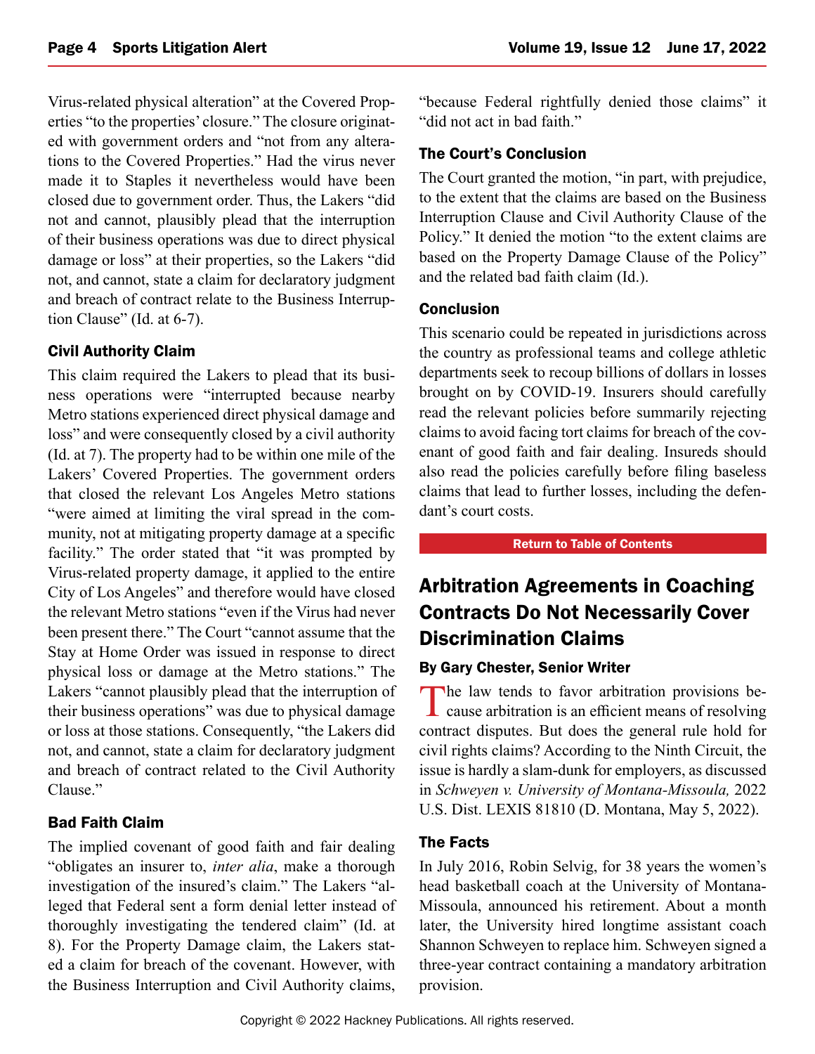Virus-related physical alteration" at the Covered Properties "to the properties' closure." The closure originated with government orders and "not from any alterations to the Covered Properties." Had the virus never made it to Staples it nevertheless would have been closed due to government order. Thus, the Lakers "did not and cannot, plausibly plead that the interruption of their business operations was due to direct physical damage or loss" at their properties, so the Lakers "did not, and cannot, state a claim for declaratory judgment and breach of contract relate to the Business Interruption Clause" (Id. at 6-7).

### Civil Authority Claim

This claim required the Lakers to plead that its business operations were "interrupted because nearby Metro stations experienced direct physical damage and loss" and were consequently closed by a civil authority (Id. at 7). The property had to be within one mile of the Lakers' Covered Properties. The government orders that closed the relevant Los Angeles Metro stations "were aimed at limiting the viral spread in the community, not at mitigating property damage at a specific facility." The order stated that "it was prompted by Virus-related property damage, it applied to the entire City of Los Angeles" and therefore would have closed the relevant Metro stations "even if the Virus had never been present there." The Court "cannot assume that the Stay at Home Order was issued in response to direct physical loss or damage at the Metro stations." The Lakers "cannot plausibly plead that the interruption of their business operations" was due to physical damage or loss at those stations. Consequently, "the Lakers did not, and cannot, state a claim for declaratory judgment and breach of contract related to the Civil Authority Clause."

### Bad Faith Claim

The implied covenant of good faith and fair dealing "obligates an insurer to, *inter alia*, make a thorough investigation of the insured's claim." The Lakers "alleged that Federal sent a form denial letter instead of thoroughly investigating the tendered claim" (Id. at 8). For the Property Damage claim, the Lakers stated a claim for breach of the covenant. However, with the Business Interruption and Civil Authority claims, "because Federal rightfully denied those claims" it "did not act in bad faith."

### The Court's Conclusion

The Court granted the motion, "in part, with prejudice, to the extent that the claims are based on the Business Interruption Clause and Civil Authority Clause of the Policy." It denied the motion "to the extent claims are based on the Property Damage Clause of the Policy" and the related bad faith claim (Id.).

### Conclusion

This scenario could be repeated in jurisdictions across the country as professional teams and college athletic departments seek to recoup billions of dollars in losses brought on by COVID-19. Insurers should carefully read the relevant policies before summarily rejecting claims to avoid facing tort claims for breach of the covenant of good faith and fair dealing. Insureds should also read the policies carefully before filing baseless claims that lead to further losses, including the defendant's court costs.

Return to Table of Contents

## Arbitration Agreements in Coaching Contracts Do Not Necessarily Cover Discrimination Claims

**By Gary Chester, Senior Writer**

The law tends to favor arbitration provisions because arbitration is an efficient means of resolving contract disputes. But does the general rule hold for civil rights claims? According to the Ninth Circuit, the issue is hardly a slam-dunk for employers, as discussed in *Schweyen v. University of Montana-Missoula,* 2022 U.S. Dist. LEXIS 81810 (D. Montana, May 5, 2022).

### The Facts

In July 2016, Robin Selvig, for 38 years the women's head basketball coach at the University of Montana-Missoula, announced his retirement. About a month later, the University hired longtime assistant coach Shannon Schweyen to replace him. Schweyen signed a three-year contract containing a mandatory arbitration provision.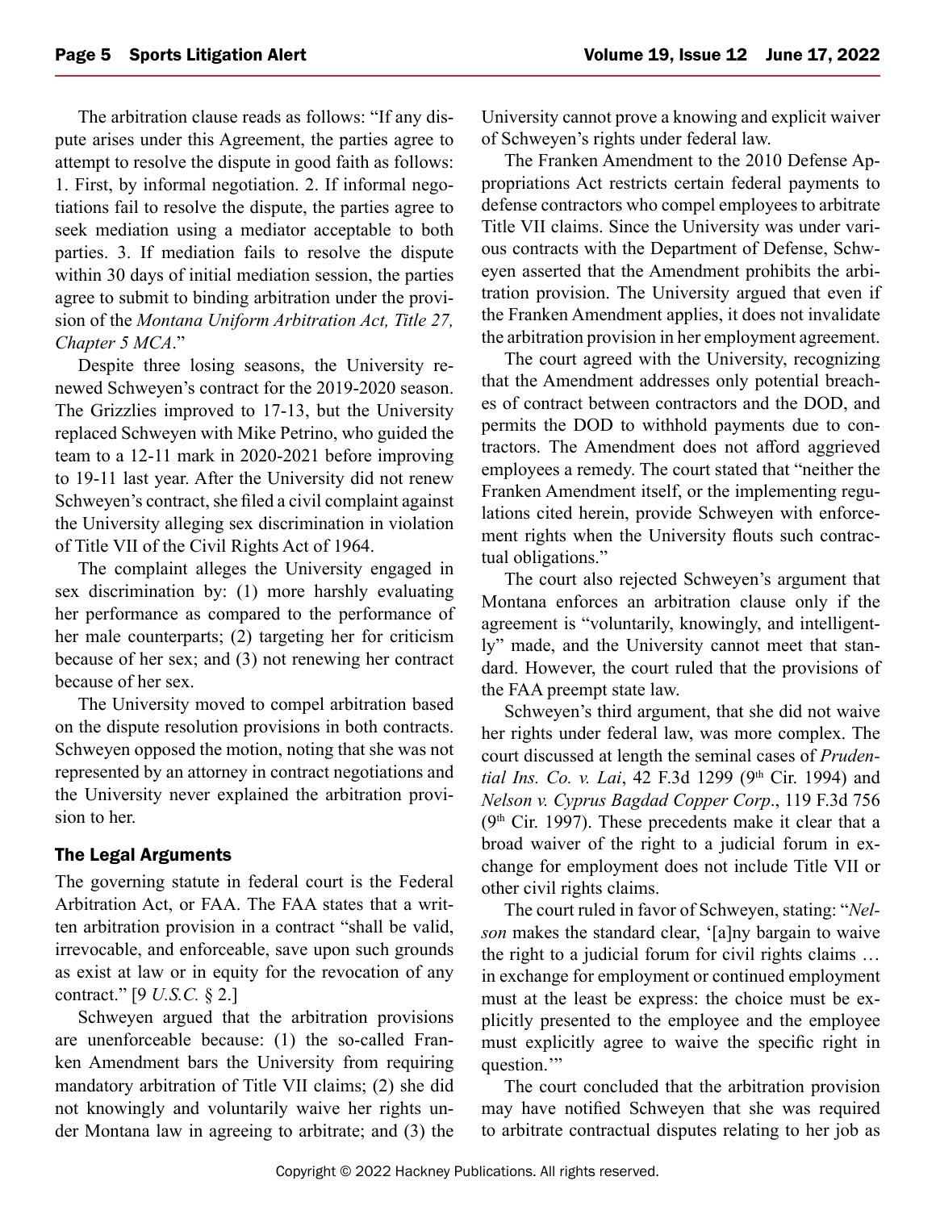The arbitration clause reads as follows: "If any dispute arises under this Agreement, the parties agree to attempt to resolve the dispute in good faith as follows: 1. First, by informal negotiation. 2. If informal negotiations fail to resolve the dispute, the parties agree to seek mediation using a mediator acceptable to both parties. 3. If mediation fails to resolve the dispute within 30 days of initial mediation session, the parties agree to submit to binding arbitration under the provision of the *Montana Uniform Arbitration Act, Title 27, Chapter 5 MCA*."

Despite three losing seasons, the University renewed Schweyen's contract for the 2019-2020 season. The Grizzlies improved to 17-13, but the University replaced Schweyen with Mike Petrino, who guided the team to a 12-11 mark in 2020-2021 before improving to 19-11 last year. After the University did not renew Schweyen's contract, she filed a civil complaint against the University alleging sex discrimination in violation of Title VII of the Civil Rights Act of 1964.

The complaint alleges the University engaged in sex discrimination by: (1) more harshly evaluating her performance as compared to the performance of her male counterparts; (2) targeting her for criticism because of her sex; and (3) not renewing her contract because of her sex.

The University moved to compel arbitration based on the dispute resolution provisions in both contracts. Schweyen opposed the motion, noting that she was not represented by an attorney in contract negotiations and the University never explained the arbitration provision to her.

### The Legal Arguments

The governing statute in federal court is the Federal Arbitration Act, or FAA. The FAA states that a written arbitration provision in a contract "shall be valid, irrevocable, and enforceable, save upon such grounds as exist at law or in equity for the revocation of any contract." [9 *U.S.C.* § 2.]

Schweyen argued that the arbitration provisions are unenforceable because: (1) the so-called Franken Amendment bars the University from requiring mandatory arbitration of Title VII claims; (2) she did not knowingly and voluntarily waive her rights under Montana law in agreeing to arbitrate; and (3) the University cannot prove a knowing and explicit waiver of Schweyen's rights under federal law.

The Franken Amendment to the 2010 Defense Appropriations Act restricts certain federal payments to defense contractors who compel employees to arbitrate Title VII claims. Since the University was under various contracts with the Department of Defense, Schweyen asserted that the Amendment prohibits the arbitration provision. The University argued that even if the Franken Amendment applies, it does not invalidate the arbitration provision in her employment agreement.

The court agreed with the University, recognizing that the Amendment addresses only potential breaches of contract between contractors and the DOD, and permits the DOD to withhold payments due to contractors. The Amendment does not afford aggrieved employees a remedy. The court stated that "neither the Franken Amendment itself, or the implementing regulations cited herein, provide Schweyen with enforcement rights when the University flouts such contractual obligations."

The court also rejected Schweyen's argument that Montana enforces an arbitration clause only if the agreement is "voluntarily, knowingly, and intelligently" made, and the University cannot meet that standard. However, the court ruled that the provisions of the FAA preempt state law.

Schweyen's third argument, that she did not waive her rights under federal law, was more complex. The court discussed at length the seminal cases of *Prudential Ins. Co. v. Lai*, 42 F.3d 1299 (9th Cir. 1994) and *Nelson v. Cyprus Bagdad Copper Corp*., 119 F.3d 756 (9th Cir. 1997). These precedents make it clear that a broad waiver of the right to a judicial forum in exchange for employment does not include Title VII or other civil rights claims.

The court ruled in favor of Schweyen, stating: "*Nelson* makes the standard clear, '[a]ny bargain to waive the right to a judicial forum for civil rights claims … in exchange for employment or continued employment must at the least be express: the choice must be explicitly presented to the employee and the employee must explicitly agree to waive the specific right in question.'"

The court concluded that the arbitration provision may have notified Schweyen that she was required to arbitrate contractual disputes relating to her job as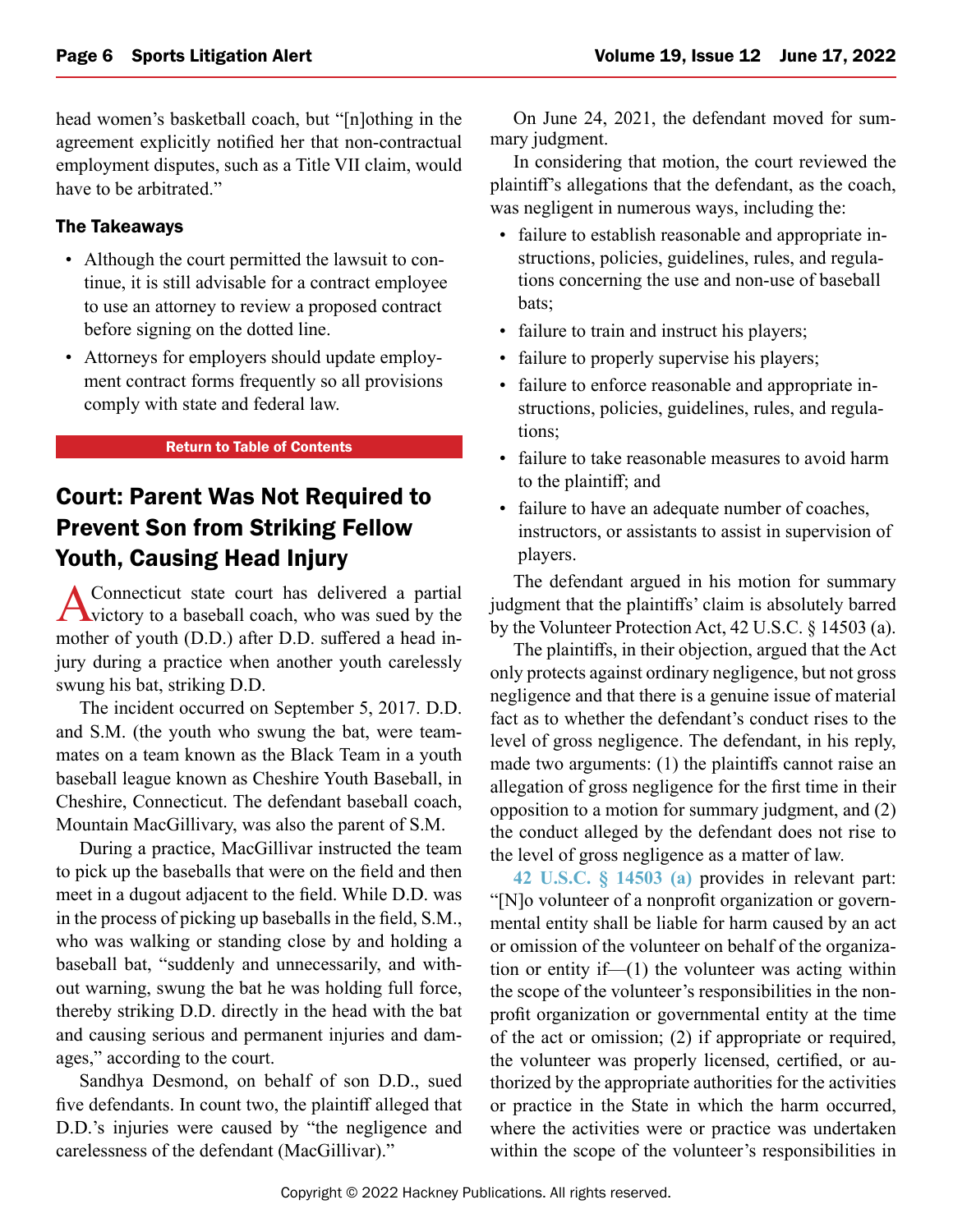head women's basketball coach, but "[n]othing in the agreement explicitly notified her that non-contractual employment disputes, such as a Title VII claim, would have to be arbitrated."

### The Takeaways

- Although the court permitted the lawsuit to continue, it is still advisable for a contract employee to use an attorney to review a proposed contract before signing on the dotted line.
- Attorneys for employers should update employment contract forms frequently so all provisions comply with state and federal law.

Return to Table of Contents

## Court: Parent Was Not Required to Prevent Son from Striking Fellow Youth, Causing Head Injury

A Connecticut state court has delivered a partial victory to a baseball coach, who was sued by the mother of youth (D.D.) after D.D. suffered a head injury during a practice when another youth carelessly swung his bat, striking D.D.

The incident occurred on September 5, 2017. D.D. and S.M. (the youth who swung the bat, were teammates on a team known as the Black Team in a youth baseball league known as Cheshire Youth Baseball, in Cheshire, Connecticut. The defendant baseball coach, Mountain MacGillivary, was also the parent of S.M.

During a practice, MacGillivar instructed the team to pick up the baseballs that were on the field and then meet in a dugout adjacent to the field. While D.D. was in the process of picking up baseballs in the field, S.M., who was walking or standing close by and holding a baseball bat, "suddenly and unnecessarily, and without warning, swung the bat he was holding full force, thereby striking D.D. directly in the head with the bat and causing serious and permanent injuries and damages," according to the court.

Sandhya Desmond, on behalf of son D.D., sued five defendants. In count two, the plaintiff alleged that D.D.'s injuries were caused by "the negligence and carelessness of the defendant (MacGillivar)."

On June 24, 2021, the defendant moved for summary judgment.

In considering that motion, the court reviewed the plaintiff's allegations that the defendant, as the coach, was negligent in numerous ways, including the:

- failure to establish reasonable and appropriate instructions, policies, guidelines, rules, and regulations concerning the use and non-use of baseball bats;
- failure to train and instruct his players;
- failure to properly supervise his players;
- failure to enforce reasonable and appropriate instructions, policies, guidelines, rules, and regulations;
- failure to take reasonable measures to avoid harm to the plaintiff; and
- failure to have an adequate number of coaches, instructors, or assistants to assist in supervision of players.

The defendant argued in his motion for summary judgment that the plaintiffs' claim is absolutely barred by the Volunteer Protection Act, 42 U.S.C. § 14503 (a).

The plaintiffs, in their objection, argued that the Act only protects against ordinary negligence, but not gross negligence and that there is a genuine issue of material fact as to whether the defendant's conduct rises to the level of gross negligence. The defendant, in his reply, made two arguments: (1) the plaintiffs cannot raise an allegation of gross negligence for the first time in their opposition to a motion for summary judgment, and (2) the conduct alleged by the defendant does not rise to the level of gross negligence as a matter of law.

42 U.S.C. § 14503 (a) provides in relevant part: "[N]o volunteer of a nonprofit organization or governmental entity shall be liable for harm caused by an act or omission of the volunteer on behalf of the organization or entity if—(1) the volunteer was acting within the scope of the volunteer's responsibilities in the nonprofit organization or governmental entity at the time of the act or omission; (2) if appropriate or required, the volunteer was properly licensed, certified, or authorized by the appropriate authorities for the activities or practice in the State in which the harm occurred, where the activities were or practice was undertaken within the scope of the volunteer's responsibilities in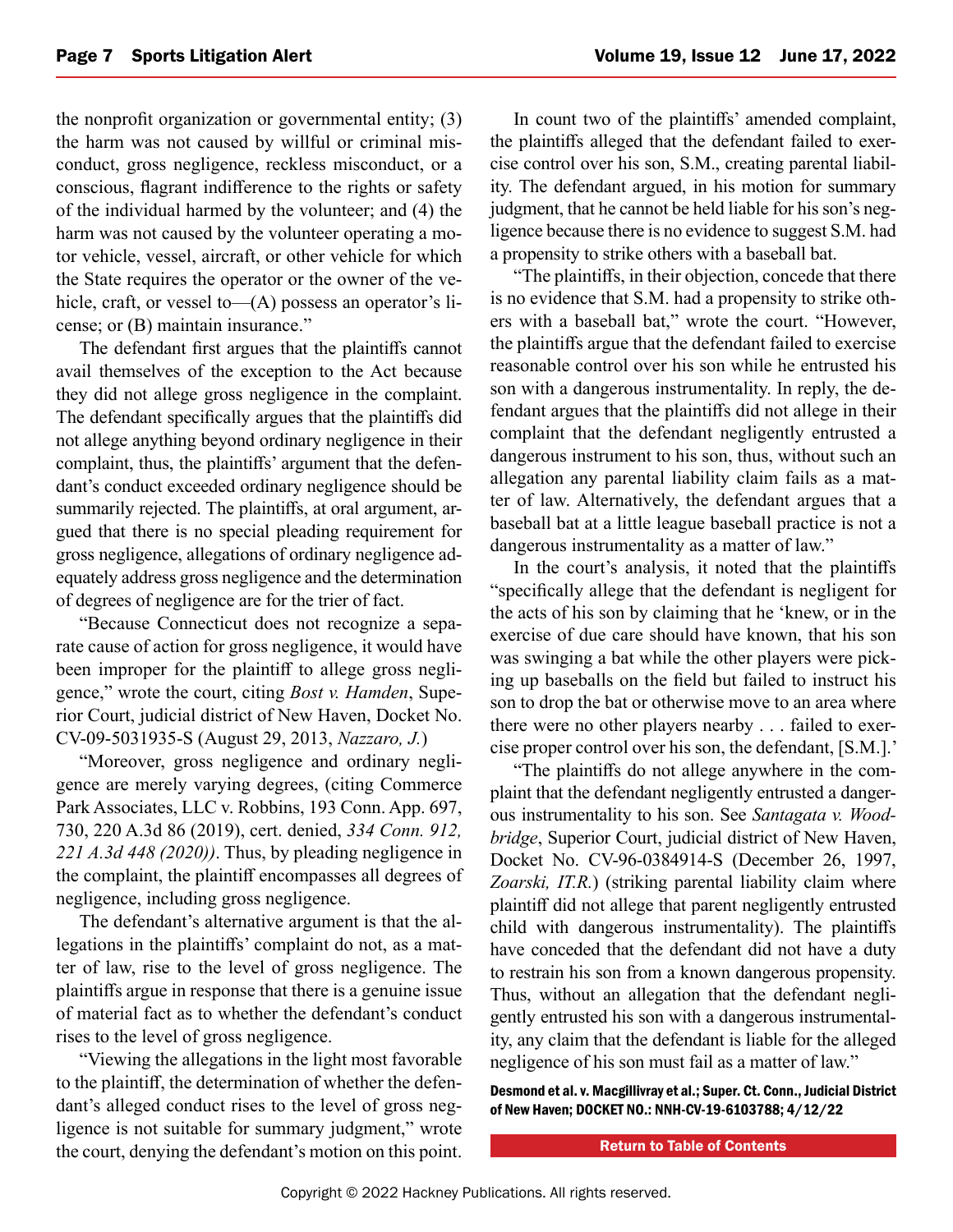the nonprofit organization or governmental entity; (3) the harm was not caused by willful or criminal misconduct, gross negligence, reckless misconduct, or a conscious, flagrant indifference to the rights or safety of the individual harmed by the volunteer; and (4) the harm was not caused by the volunteer operating a motor vehicle, vessel, aircraft, or other vehicle for which the State requires the operator or the owner of the vehicle, craft, or vessel to—(A) possess an operator's license; or (B) maintain insurance."

The defendant first argues that the plaintiffs cannot avail themselves of the exception to the Act because they did not allege gross negligence in the complaint. The defendant specifically argues that the plaintiffs did not allege anything beyond ordinary negligence in their complaint, thus, the plaintiffs' argument that the defendant's conduct exceeded ordinary negligence should be summarily rejected. The plaintiffs, at oral argument, argued that there is no special pleading requirement for gross negligence, allegations of ordinary negligence adequately address gross negligence and the determination of degrees of negligence are for the trier of fact.

"Because Connecticut does not recognize a separate cause of action for gross negligence, it would have been improper for the plaintiff to allege gross negligence," wrote the court, citing *Bost v. Hamden*, Superior Court, judicial district of New Haven, Docket No. CV-09-5031935-S (August 29, 2013, *Nazzaro, J.*)

"Moreover, gross negligence and ordinary negligence are merely varying degrees, (citing Commerce Park Associates, LLC v. Robbins, 193 Conn. App. 697, 730, 220 A.3d 86 (2019), cert. denied, *334 Conn. 912, 221 A.3d 448 (2020))*. Thus, by pleading negligence in the complaint, the plaintiff encompasses all degrees of negligence, including gross negligence.

The defendant's alternative argument is that the allegations in the plaintiffs' complaint do not, as a matter of law, rise to the level of gross negligence. The plaintiffs argue in response that there is a genuine issue of material fact as to whether the defendant's conduct rises to the level of gross negligence.

"Viewing the allegations in the light most favorable to the plaintiff, the determination of whether the defendant's alleged conduct rises to the level of gross negligence is not suitable for summary judgment," wrote the court, denying the defendant's motion on this point.

In count two of the plaintiffs' amended complaint, the plaintiffs alleged that the defendant failed to exercise control over his son, S.M., creating parental liability. The defendant argued, in his motion for summary judgment, that he cannot be held liable for his son's negligence because there is no evidence to suggest S.M. had a propensity to strike others with a baseball bat.

"The plaintiffs, in their objection, concede that there is no evidence that S.M. had a propensity to strike others with a baseball bat," wrote the court. "However, the plaintiffs argue that the defendant failed to exercise reasonable control over his son while he entrusted his son with a dangerous instrumentality. In reply, the defendant argues that the plaintiffs did not allege in their complaint that the defendant negligently entrusted a dangerous instrument to his son, thus, without such an allegation any parental liability claim fails as a matter of law. Alternatively, the defendant argues that a baseball bat at a little league baseball practice is not a dangerous instrumentality as a matter of law."

In the court's analysis, it noted that the plaintiffs "specifically allege that the defendant is negligent for the acts of his son by claiming that he 'knew, or in the exercise of due care should have known, that his son was swinging a bat while the other players were picking up baseballs on the field but failed to instruct his son to drop the bat or otherwise move to an area where there were no other players nearby . . . failed to exercise proper control over his son, the defendant, [S.M.].'

"The plaintiffs do not allege anywhere in the complaint that the defendant negligently entrusted a dangerous instrumentality to his son. See *Santagata v. Woodbridge*, Superior Court, judicial district of New Haven, Docket No. CV-96-0384914-S (December 26, 1997, *Zoarski, JT.R.*) (striking parental liability claim where plaintiff did not allege that parent negligently entrusted child with dangerous instrumentality). The plaintiffs have conceded that the defendant did not have a duty to restrain his son from a known dangerous propensity. Thus, without an allegation that the defendant negligently entrusted his son with a dangerous instrumentality, any claim that the defendant is liable for the alleged negligence of his son must fail as a matter of law."

**Desmond et al. v. Macgillivray et al.; Super. Ct. Conn., Judicial District of New Haven; DOCKET NO.: NNH-CV-19-6103788; 4/12/22**

Return to Table of Contents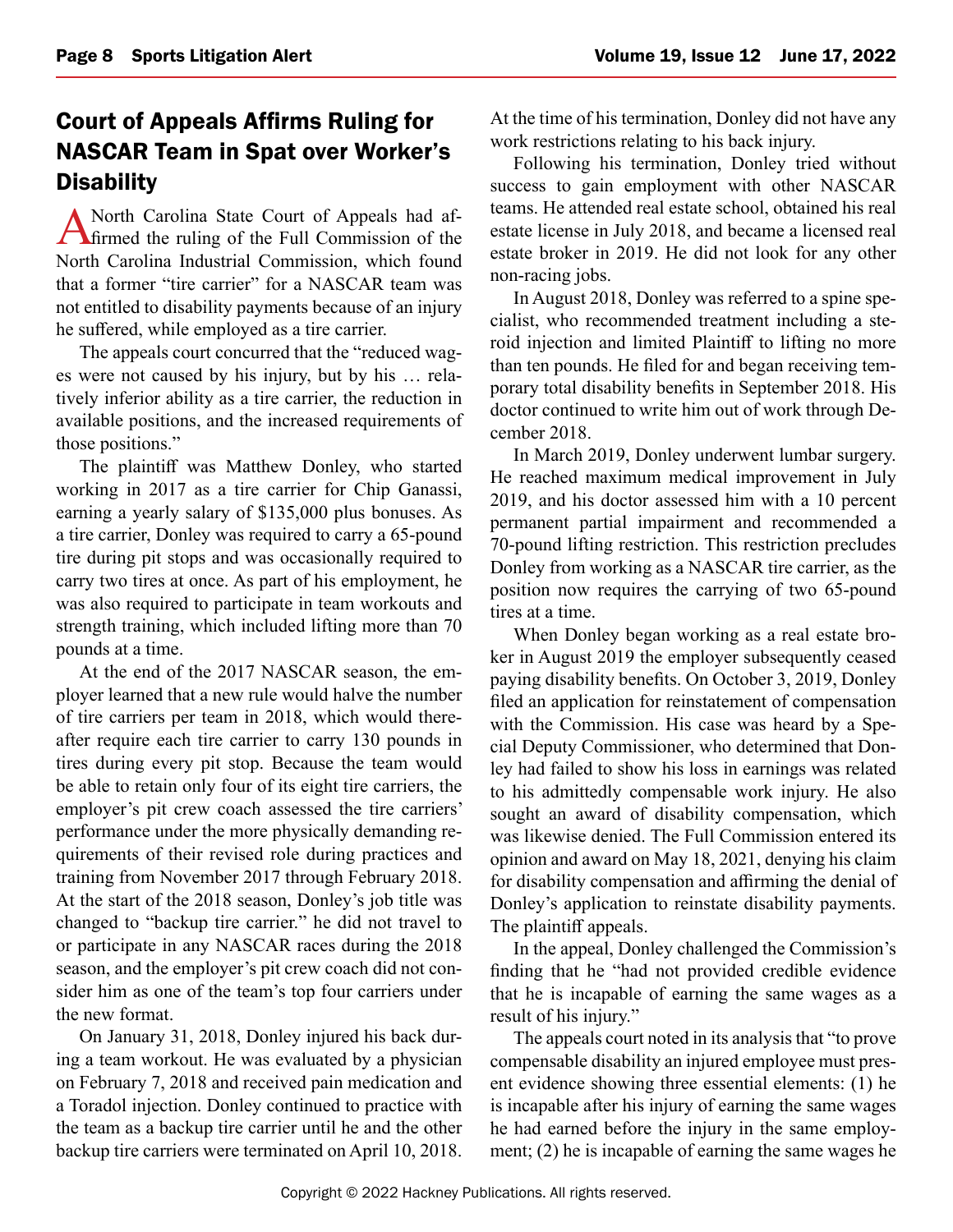## Court of Appeals Affirms Ruling for NASCAR Team in Spat over Worker's Disability

A North Carolina State Court of Appeals had affirmed the ruling of the Full Commission of the North Carolina Industrial Commission, which found that a former "tire carrier" for a NASCAR team was not entitled to disability payments because of an injury he suffered, while employed as a tire carrier.

The appeals court concurred that the "reduced wages were not caused by his injury, but by his … relatively inferior ability as a tire carrier, the reduction in available positions, and the increased requirements of those positions."

The plaintiff was Matthew Donley, who started working in 2017 as a tire carrier for Chip Ganassi, earning a yearly salary of $135,000 plus bonuses. As a tire carrier, Donley was required to carry a 65-pound tire during pit stops and was occasionally required to carry two tires at once. As part of his employment, he was also required to participate in team workouts and strength training, which included lifting more than 70 pounds at a time.

At the end of the 2017 NASCAR season, the employer learned that a new rule would halve the number of tire carriers per team in 2018, which would thereafter require each tire carrier to carry 130 pounds in tires during every pit stop. Because the team would be able to retain only four of its eight tire carriers, the employer's pit crew coach assessed the tire carriers' performance under the more physically demanding requirements of their revised role during practices and training from November 2017 through February 2018. At the start of the 2018 season, Donley's job title was changed to "backup tire carrier." he did not travel to or participate in any NASCAR races during the 2018 season, and the employer's pit crew coach did not consider him as one of the team's top four carriers under the new format.

On January 31, 2018, Donley injured his back during a team workout. He was evaluated by a physician on February 7, 2018 and received pain medication and a Toradol injection. Donley continued to practice with the team as a backup tire carrier until he and the other backup tire carriers were terminated on April 10, 2018. At the time of his termination, Donley did not have any work restrictions relating to his back injury.

Following his termination, Donley tried without success to gain employment with other NASCAR teams. He attended real estate school, obtained his real estate license in July 2018, and became a licensed real estate broker in 2019. He did not look for any other non-racing jobs.

In August 2018, Donley was referred to a spine specialist, who recommended treatment including a steroid injection and limited Plaintiff to lifting no more than ten pounds. He filed for and began receiving temporary total disability benefits in September 2018. His doctor continued to write him out of work through December 2018.

In March 2019, Donley underwent lumbar surgery. He reached maximum medical improvement in July 2019, and his doctor assessed him with a 10 percent permanent partial impairment and recommended a 70-pound lifting restriction. This restriction precludes Donley from working as a NASCAR tire carrier, as the position now requires the carrying of two 65-pound tires at a time.

When Donley began working as a real estate broker in August 2019 the employer subsequently ceased paying disability benefits. On October 3, 2019, Donley filed an application for reinstatement of compensation with the Commission. His case was heard by a Special Deputy Commissioner, who determined that Donley had failed to show his loss in earnings was related to his admittedly compensable work injury. He also sought an award of disability compensation, which was likewise denied. The Full Commission entered its opinion and award on May 18, 2021, denying his claim for disability compensation and affirming the denial of Donley's application to reinstate disability payments. The plaintiff appeals.

In the appeal, Donley challenged the Commission's finding that he "had not provided credible evidence that he is incapable of earning the same wages as a result of his injury."

The appeals court noted in its analysis that "to prove compensable disability an injured employee must present evidence showing three essential elements: (1) he is incapable after his injury of earning the same wages he had earned before the injury in the same employment; (2) he is incapable of earning the same wages he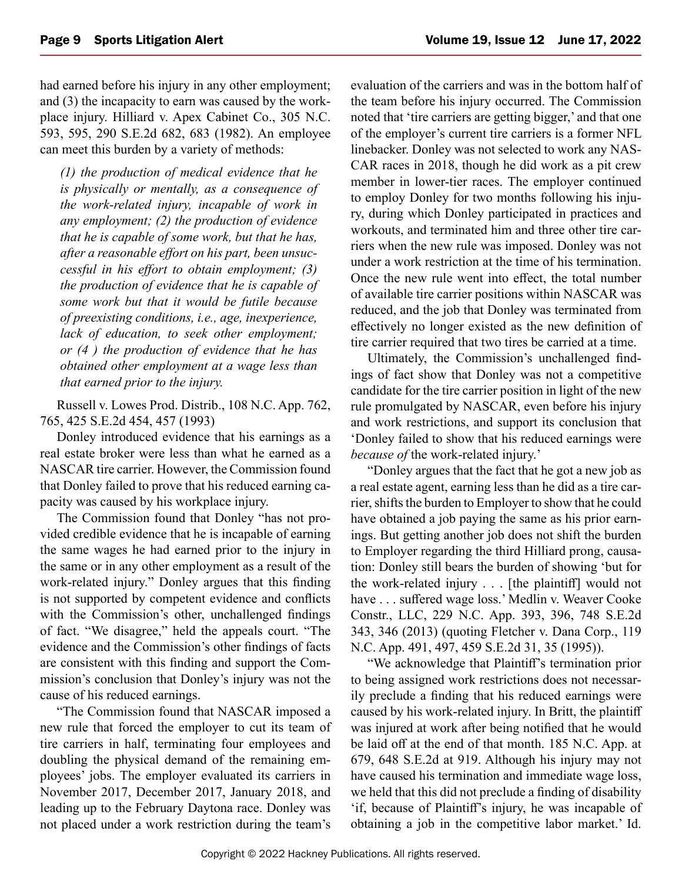had earned before his injury in any other employment; and (3) the incapacity to earn was caused by the workplace injury. Hilliard v. Apex Cabinet Co., 305 N.C. 593, 595, 290 S.E.2d 682, 683 (1982). An employee can meet this burden by a variety of methods:

> *(1) the production of medical evidence that he is physically or mentally, as a consequence of the work-related injury, incapable of work in any employment; (2) the production of evidence that he is capable of some work, but that he has, after a reasonable effort on his part, been unsuccessful in his effort to obtain employment; (3) the production of evidence that he is capable of some work but that it would be futile because of preexisting conditions, i.e., age, inexperience, lack of education, to seek other employment; or (4 ) the production of evidence that he has obtained other employment at a wage less than that earned prior to the injury.*

Russell v. Lowes Prod. Distrib., 108 N.C. App. 762, 765, 425 S.E.2d 454, 457 (1993)

Donley introduced evidence that his earnings as a real estate broker were less than what he earned as a NASCAR tire carrier. However, the Commission found that Donley failed to prove that his reduced earning capacity was caused by his workplace injury.

The Commission found that Donley "has not provided credible evidence that he is incapable of earning the same wages he had earned prior to the injury in the same or in any other employment as a result of the work-related injury." Donley argues that this finding is not supported by competent evidence and conflicts with the Commission's other, unchallenged findings of fact. "We disagree," held the appeals court. "The evidence and the Commission's other findings of facts are consistent with this finding and support the Commission's conclusion that Donley's injury was not the cause of his reduced earnings.

"The Commission found that NASCAR imposed a new rule that forced the employer to cut its team of tire carriers in half, terminating four employees and doubling the physical demand of the remaining employees' jobs. The employer evaluated its carriers in November 2017, December 2017, January 2018, and leading up to the February Daytona race. Donley was not placed under a work restriction during the team's evaluation of the carriers and was in the bottom half of the team before his injury occurred. The Commission noted that 'tire carriers are getting bigger,' and that one of the employer's current tire carriers is a former NFL linebacker. Donley was not selected to work any NASCAR races in 2018, though he did work as a pit crew member in lower-tier races. The employer continued to employ Donley for two months following his injury, during which Donley participated in practices and workouts, and terminated him and three other tire carriers when the new rule was imposed. Donley was not under a work restriction at the time of his termination. Once the new rule went into effect, the total number of available tire carrier positions within NASCAR was reduced, and the job that Donley was terminated from effectively no longer existed as the new definition of tire carrier required that two tires be carried at a time.

Ultimately, the Commission's unchallenged findings of fact show that Donley was not a competitive candidate for the tire carrier position in light of the new rule promulgated by NASCAR, even before his injury and work restrictions, and support its conclusion that 'Donley failed to show that his reduced earnings were *because of* the work-related injury.'

"Donley argues that the fact that he got a new job as a real estate agent, earning less than he did as a tire carrier, shifts the burden to Employer to show that he could have obtained a job paying the same as his prior earnings. But getting another job does not shift the burden to Employer regarding the third Hilliard prong, causation: Donley still bears the burden of showing 'but for the work-related injury . . . [the plaintiff] would not have . . . suffered wage loss.' Medlin v. Weaver Cooke Constr., LLC, 229 N.C. App. 393, 396, 748 S.E.2d 343, 346 (2013) (quoting Fletcher v. Dana Corp., 119 N.C. App. 491, 497, 459 S.E.2d 31, 35 (1995)).

"We acknowledge that Plaintiff's termination prior to being assigned work restrictions does not necessarily preclude a finding that his reduced earnings were caused by his work-related injury. In Britt, the plaintiff was injured at work after being notified that he would be laid off at the end of that month. 185 N.C. App. at 679, 648 S.E.2d at 919. Although his injury may not have caused his termination and immediate wage loss, we held that this did not preclude a finding of disability 'if, because of Plaintiff's injury, he was incapable of obtaining a job in the competitive labor market.' Id.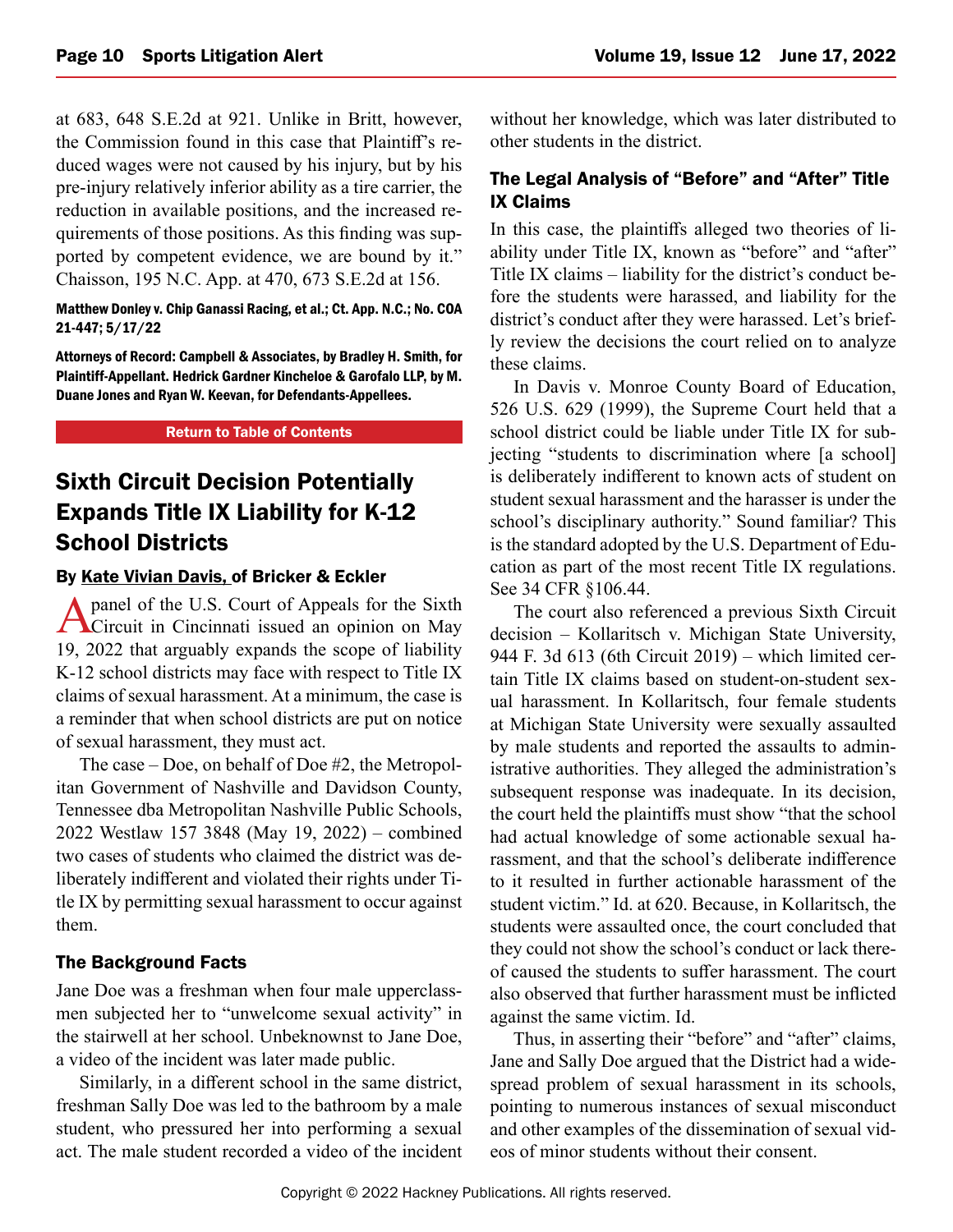at 683, 648 S.E.2d at 921. Unlike in Britt, however, the Commission found in this case that Plaintiff's reduced wages were not caused by his injury, but by his pre-injury relatively inferior ability as a tire carrier, the reduction in available positions, and the increased requirements of those positions. As this finding was supported by competent evidence, we are bound by it." Chaisson, 195 N.C. App. at 470, 673 S.E.2d at 156.

**Matthew Donley v. Chip Ganassi Racing, et al.; Ct. App. N.C.; No. COA 21-447; 5/17/22**

**Attorneys of Record: Campbell & Associates, by Bradley H. Smith, for Plaintiff-Appellant. Hedrick Gardner Kincheloe & Garofalo LLP, by M. Duane Jones and Ryan W. Keevan, for Defendants-Appellees.**

Return to Table of Contents

## Sixth Circuit Decision Potentially Expands Title IX Liability for K-12 School Districts

**By Kate Vivian Davis, of Bricker & Eckler**

A panel of the U.S. Court of Appeals for the Sixth Circuit in Cincinnati issued an opinion on May 19, 2022 that arguably expands the scope of liability K-12 school districts may face with respect to Title IX claims of sexual harassment. At a minimum, the case is a reminder that when school districts are put on notice of sexual harassment, they must act.

The case – Doe, on behalf of Doe #2, the Metropolitan Government of Nashville and Davidson County, Tennessee dba Metropolitan Nashville Public Schools, 2022 Westlaw 157 3848 (May 19, 2022) – combined two cases of students who claimed the district was deliberately indifferent and violated their rights under Title IX by permitting sexual harassment to occur against them.

### The Background Facts

Jane Doe was a freshman when four male upperclassmen subjected her to "unwelcome sexual activity" in the stairwell at her school. Unbeknownst to Jane Doe, a video of the incident was later made public.

Similarly, in a different school in the same district, freshman Sally Doe was led to the bathroom by a male student, who pressured her into performing a sexual act. The male student recorded a video of the incident without her knowledge, which was later distributed to other students in the district.

### The Legal Analysis of "Before" and "After" Title IX Claims

In this case, the plaintiffs alleged two theories of liability under Title IX, known as "before" and "after" Title IX claims – liability for the district's conduct before the students were harassed, and liability for the district's conduct after they were harassed. Let's briefly review the decisions the court relied on to analyze these claims.

In Davis v. Monroe County Board of Education, 526 U.S. 629 (1999), the Supreme Court held that a school district could be liable under Title IX for subjecting "students to discrimination where [a school] is deliberately indifferent to known acts of student on student sexual harassment and the harasser is under the school's disciplinary authority." Sound familiar? This is the standard adopted by the U.S. Department of Education as part of the most recent Title IX regulations. See 34 CFR §106.44.

The court also referenced a previous Sixth Circuit decision – Kollaritsch v. Michigan State University, 944 F. 3d 613 (6th Circuit 2019) – which limited certain Title IX claims based on student-on-student sexual harassment. In Kollaritsch, four female students at Michigan State University were sexually assaulted by male students and reported the assaults to administrative authorities. They alleged the administration's subsequent response was inadequate. In its decision, the court held the plaintiffs must show "that the school had actual knowledge of some actionable sexual harassment, and that the school's deliberate indifference to it resulted in further actionable harassment of the student victim." Id. at 620. Because, in Kollaritsch, the students were assaulted once, the court concluded that they could not show the school's conduct or lack thereof caused the students to suffer harassment. The court also observed that further harassment must be inflicted against the same victim. Id.

Thus, in asserting their "before" and "after" claims, Jane and Sally Doe argued that the District had a widespread problem of sexual harassment in its schools, pointing to numerous instances of sexual misconduct and other examples of the dissemination of sexual videos of minor students without their consent.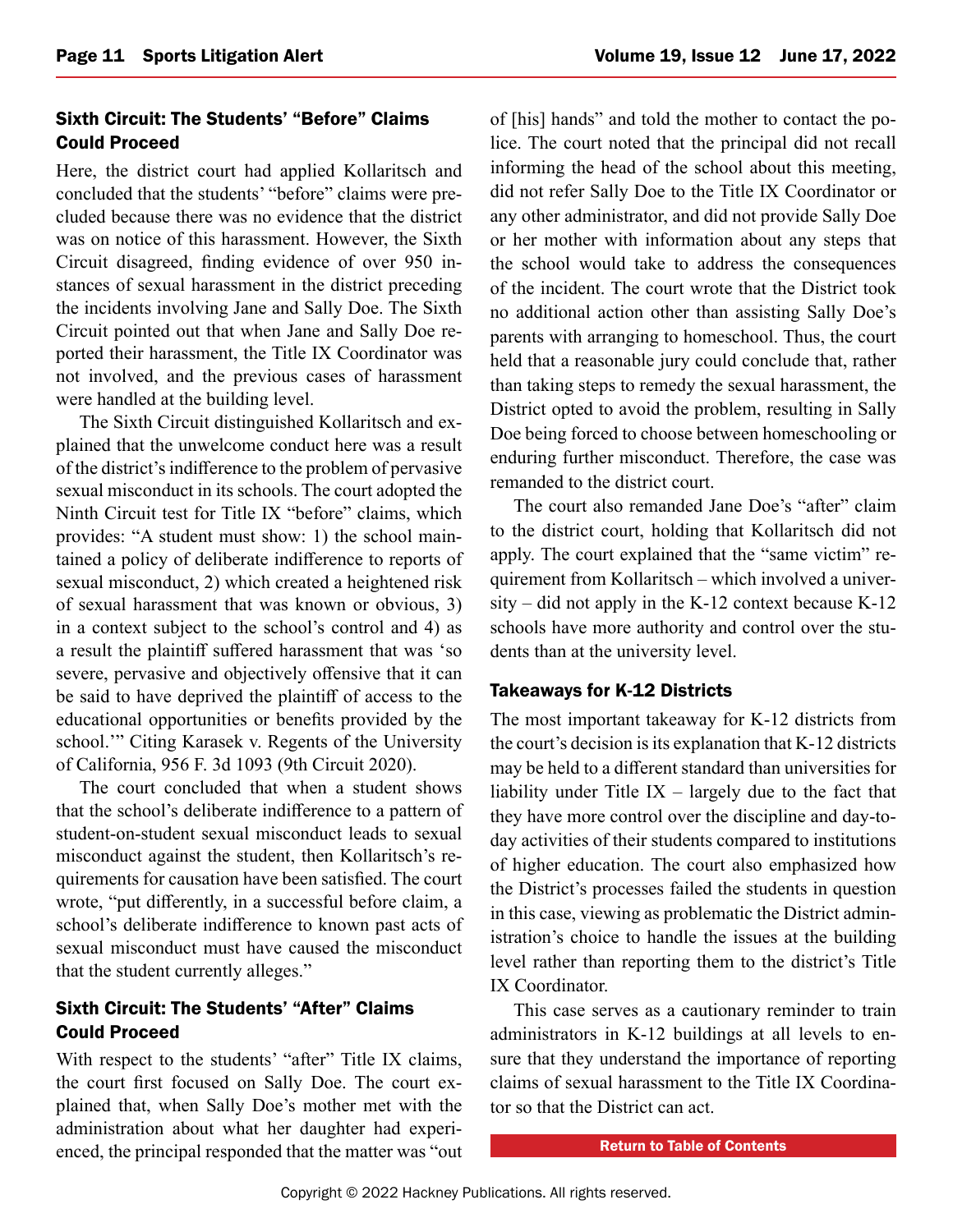### Sixth Circuit: The Students' "Before" Claims Could Proceed

Here, the district court had applied Kollaritsch and concluded that the students' "before" claims were precluded because there was no evidence that the district was on notice of this harassment. However, the Sixth Circuit disagreed, finding evidence of over 950 instances of sexual harassment in the district preceding the incidents involving Jane and Sally Doe. The Sixth Circuit pointed out that when Jane and Sally Doe reported their harassment, the Title IX Coordinator was not involved, and the previous cases of harassment were handled at the building level.

The Sixth Circuit distinguished Kollaritsch and explained that the unwelcome conduct here was a result of the district's indifference to the problem of pervasive sexual misconduct in its schools. The court adopted the Ninth Circuit test for Title IX "before" claims, which provides: "A student must show: 1) the school maintained a policy of deliberate indifference to reports of sexual misconduct, 2) which created a heightened risk of sexual harassment that was known or obvious, 3) in a context subject to the school's control and 4) as a result the plaintiff suffered harassment that was 'so severe, pervasive and objectively offensive that it can be said to have deprived the plaintiff of access to the educational opportunities or benefits provided by the school.'" Citing Karasek v. Regents of the University of California, 956 F. 3d 1093 (9th Circuit 2020).

The court concluded that when a student shows that the school's deliberate indifference to a pattern of student-on-student sexual misconduct leads to sexual misconduct against the student, then Kollaritsch's requirements for causation have been satisfied. The court wrote, "put differently, in a successful before claim, a school's deliberate indifference to known past acts of sexual misconduct must have caused the misconduct that the student currently alleges."

### Sixth Circuit: The Students' "After" Claims Could Proceed

With respect to the students' "after" Title IX claims, the court first focused on Sally Doe. The court explained that, when Sally Doe's mother met with the administration about what her daughter had experienced, the principal responded that the matter was "out of [his] hands" and told the mother to contact the police. The court noted that the principal did not recall informing the head of the school about this meeting, did not refer Sally Doe to the Title IX Coordinator or any other administrator, and did not provide Sally Doe or her mother with information about any steps that the school would take to address the consequences of the incident. The court wrote that the District took no additional action other than assisting Sally Doe's parents with arranging to homeschool. Thus, the court held that a reasonable jury could conclude that, rather than taking steps to remedy the sexual harassment, the District opted to avoid the problem, resulting in Sally Doe being forced to choose between homeschooling or enduring further misconduct. Therefore, the case was remanded to the district court.

The court also remanded Jane Doe's "after" claim to the district court, holding that Kollaritsch did not apply. The court explained that the "same victim" requirement from Kollaritsch – which involved a university – did not apply in the K-12 context because K-12 schools have more authority and control over the students than at the university level.

### Takeaways for K-12 Districts

The most important takeaway for K-12 districts from the court's decision is its explanation that K-12 districts may be held to a different standard than universities for liability under Title IX – largely due to the fact that they have more control over the discipline and day-to-day activities of their students compared to institutions of higher education. The court also emphasized how the District's processes failed the students in question in this case, viewing as problematic the District administration's choice to handle the issues at the building level rather than reporting them to the district's Title IX Coordinator.

This case serves as a cautionary reminder to train administrators in K-12 buildings at all levels to ensure that they understand the importance of reporting claims of sexual harassment to the Title IX Coordinator so that the District can act.

Return to Table of Contents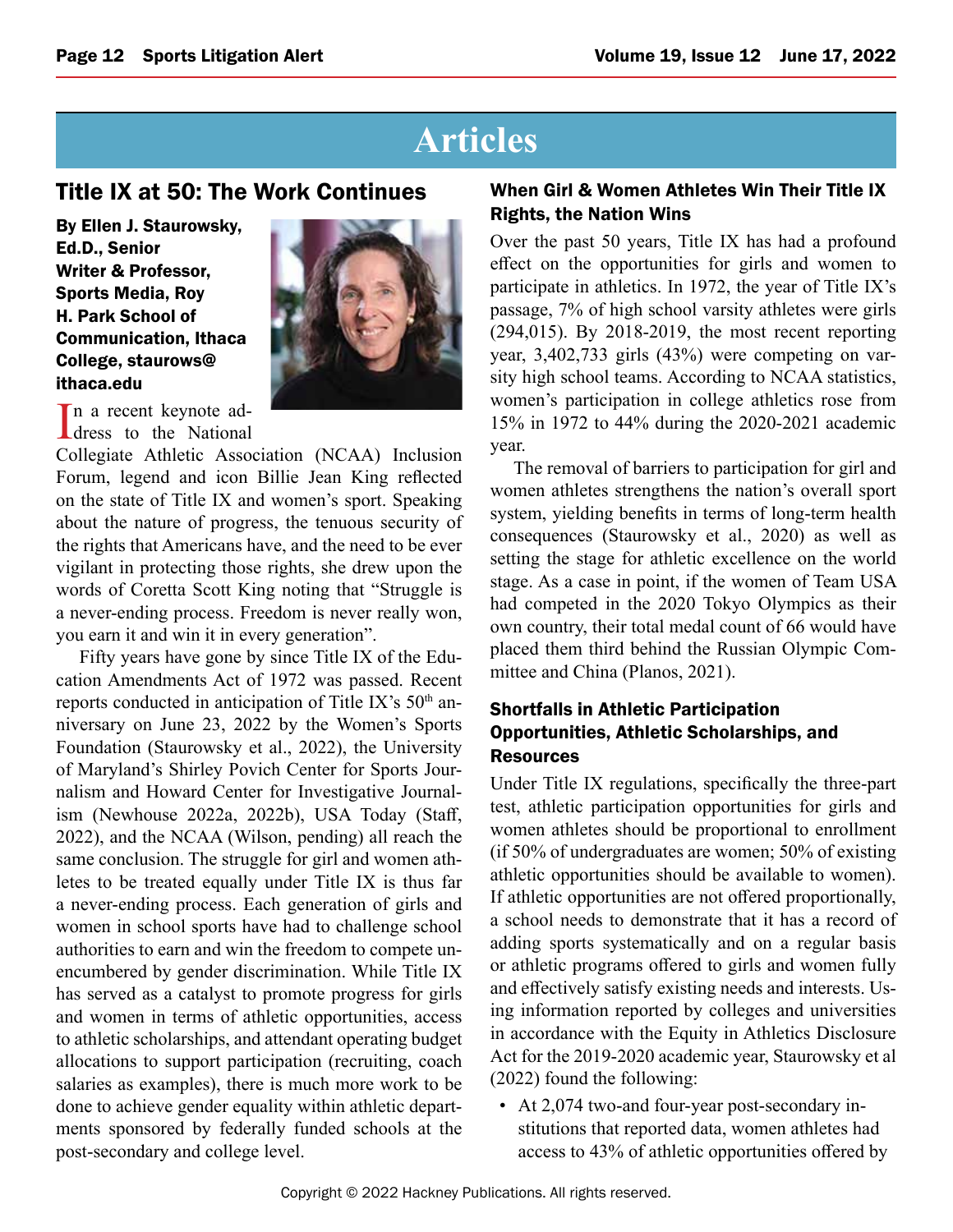# Articles

## Title IX at 50: The Work Continues

**By Ellen J. Staurowsky, Ed.D., Senior Writer & Professor, Sports Media, Roy H. Park School of Communication, Ithaca College, staurows@ithaca.edu**

In a recent keynote address to the National Collegiate Athletic Association (NCAA) Inclusion Forum, legend and icon Billie Jean King reflected on the state of Title IX and women's sport. Speaking about the nature of progress, the tenuous security of the rights that Americans have, and the need to be ever vigilant in protecting those rights, she drew upon the words of Coretta Scott King noting that "Struggle is a never-ending process. Freedom is never really won, you earn it and win it in every generation".

Fifty years have gone by since Title IX of the Education Amendments Act of 1972 was passed. Recent reports conducted in anticipation of Title IX's 50th anniversary on June 23, 2022 by the Women's Sports Foundation (Staurowsky et al., 2022), the University of Maryland's Shirley Povich Center for Sports Journalism and Howard Center for Investigative Journalism (Newhouse 2022a, 2022b), USA Today (Staff, 2022), and the NCAA (Wilson, pending) all reach the same conclusion. The struggle for girl and women athletes to be treated equally under Title IX is thus far a never-ending process. Each generation of girls and women in school sports have had to challenge school authorities to earn and win the freedom to compete unencumbered by gender discrimination. While Title IX has served as a catalyst to promote progress for girls and women in terms of athletic opportunities, access to athletic scholarships, and attendant operating budget allocations to support participation (recruiting, coach salaries as examples), there is much more work to be done to achieve gender equality within athletic departments sponsored by federally funded schools at the post-secondary and college level.

### When Girl & Women Athletes Win Their Title IX Rights, the Nation Wins

Over the past 50 years, Title IX has had a profound effect on the opportunities for girls and women to participate in athletics. In 1972, the year of Title IX's passage, 7% of high school varsity athletes were girls (294,015). By 2018-2019, the most recent reporting year, 3,402,733 girls (43%) were competing on varsity high school teams. According to NCAA statistics, women's participation in college athletics rose from 15% in 1972 to 44% during the 2020-2021 academic year.

The removal of barriers to participation for girl and women athletes strengthens the nation's overall sport system, yielding benefits in terms of long-term health consequences (Staurowsky et al., 2020) as well as setting the stage for athletic excellence on the world stage. As a case in point, if the women of Team USA had competed in the 2020 Tokyo Olympics as their own country, their total medal count of 66 would have placed them third behind the Russian Olympic Committee and China (Planos, 2021).

### Shortfalls in Athletic Participation Opportunities, Athletic Scholarships, and Resources

Under Title IX regulations, specifically the three-part test, athletic participation opportunities for girls and women athletes should be proportional to enrollment (if 50% of undergraduates are women; 50% of existing athletic opportunities should be available to women). If athletic opportunities are not offered proportionally, a school needs to demonstrate that it has a record of adding sports systematically and on a regular basis or athletic programs offered to girls and women fully and effectively satisfy existing needs and interests. Using information reported by colleges and universities in accordance with the Equity in Athletics Disclosure Act for the 2019-2020 academic year, Staurowsky et al (2022) found the following:

- At 2,074 two-and four-year post-secondary institutions that reported data, women athletes had access to 43% of athletic opportunities offered by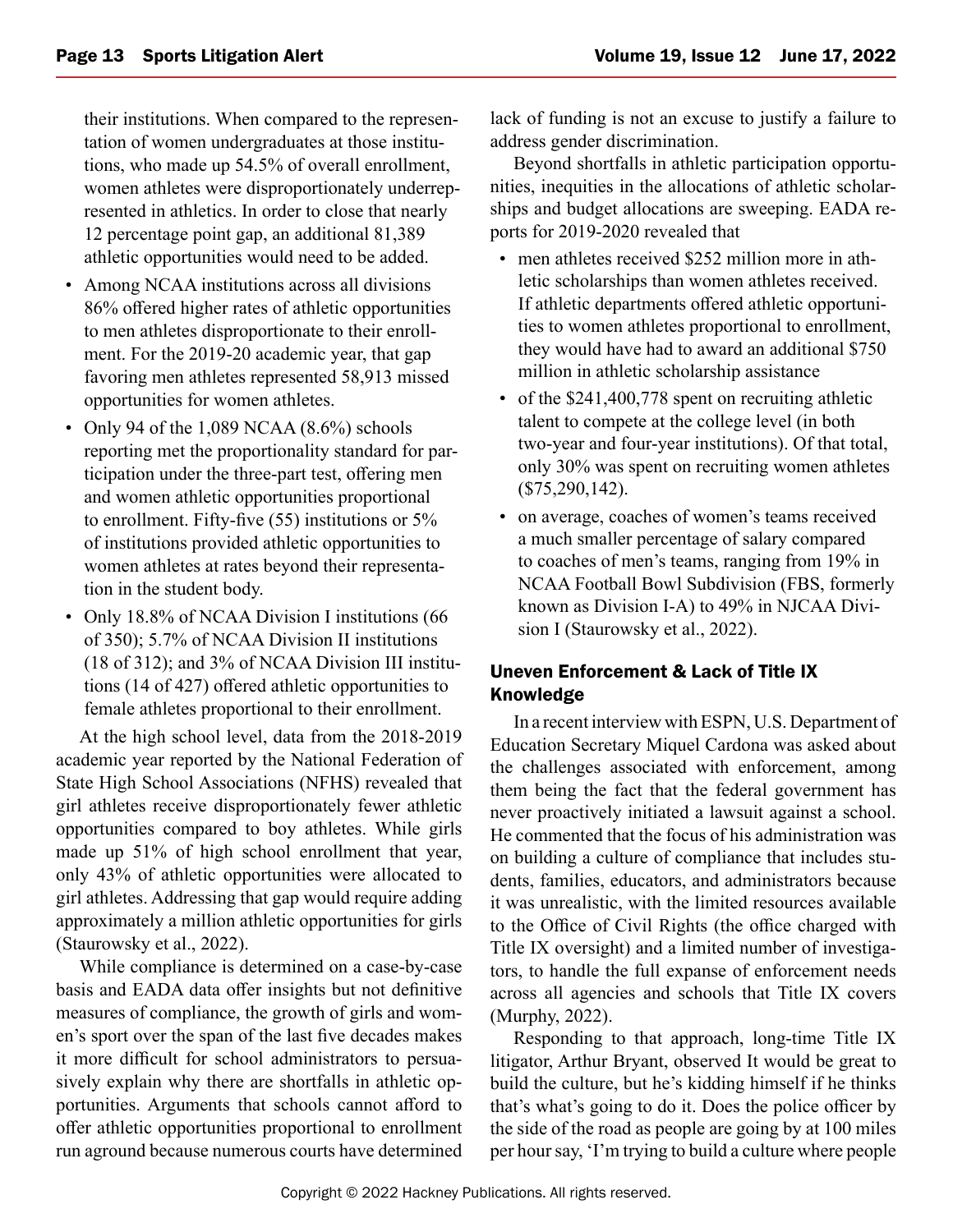their institutions. When compared to the representation of women undergraduates at those institutions, who made up 54.5% of overall enrollment, women athletes were disproportionately underrepresented in athletics. In order to close that nearly 12 percentage point gap, an additional 81,389 athletic opportunities would need to be added.

- Among NCAA institutions across all divisions 86% offered higher rates of athletic opportunities to men athletes disproportionate to their enrollment. For the 2019-20 academic year, that gap favoring men athletes represented 58,913 missed opportunities for women athletes.
- Only 94 of the 1,089 NCAA (8.6%) schools reporting met the proportionality standard for participation under the three-part test, offering men and women athletic opportunities proportional to enrollment. Fifty-five (55) institutions or 5% of institutions provided athletic opportunities to women athletes at rates beyond their representation in the student body.
- Only 18.8% of NCAA Division I institutions (66 of 350); 5.7% of NCAA Division II institutions (18 of 312); and 3% of NCAA Division III institutions (14 of 427) offered athletic opportunities to female athletes proportional to their enrollment.

At the high school level, data from the 2018-2019 academic year reported by the National Federation of State High School Associations (NFHS) revealed that girl athletes receive disproportionately fewer athletic opportunities compared to boy athletes. While girls made up 51% of high school enrollment that year, only 43% of athletic opportunities were allocated to girl athletes. Addressing that gap would require adding approximately a million athletic opportunities for girls (Staurowsky et al., 2022).

While compliance is determined on a case-by-case basis and EADA data offer insights but not definitive measures of compliance, the growth of girls and women's sport over the span of the last five decades makes it more difficult for school administrators to persuasively explain why there are shortfalls in athletic opportunities. Arguments that schools cannot afford to offer athletic opportunities proportional to enrollment run aground because numerous courts have determined lack of funding is not an excuse to justify a failure to address gender discrimination.

Beyond shortfalls in athletic participation opportunities, inequities in the allocations of athletic scholarships and budget allocations are sweeping. EADA reports for 2019-2020 revealed that

- men athletes received $252 million more in athletic scholarships than women athletes received. If athletic departments offered athletic opportunities to women athletes proportional to enrollment, they would have had to award an additional $750 million in athletic scholarship assistance
- of the $241,400,778 spent on recruiting athletic talent to compete at the college level (in both two-year and four-year institutions). Of that total, only 30% was spent on recruiting women athletes ($75,290,142).
- on average, coaches of women's teams received a much smaller percentage of salary compared to coaches of men's teams, ranging from 19% in NCAA Football Bowl Subdivision (FBS, formerly known as Division I-A) to 49% in NJCAA Division I (Staurowsky et al., 2022).

## Uneven Enforcement & Lack of Title IX Knowledge

In a recent interview with ESPN, U.S. Department of Education Secretary Miquel Cardona was asked about the challenges associated with enforcement, among them being the fact that the federal government has never proactively initiated a lawsuit against a school. He commented that the focus of his administration was on building a culture of compliance that includes students, families, educators, and administrators because it was unrealistic, with the limited resources available to the Office of Civil Rights (the office charged with Title IX oversight) and a limited number of investigators, to handle the full expanse of enforcement needs across all agencies and schools that Title IX covers (Murphy, 2022).

Responding to that approach, long-time Title IX litigator, Arthur Bryant, observed It would be great to build the culture, but he's kidding himself if he thinks that's what's going to do it. Does the police officer by the side of the road as people are going by at 100 miles per hour say, 'I'm trying to build a culture where people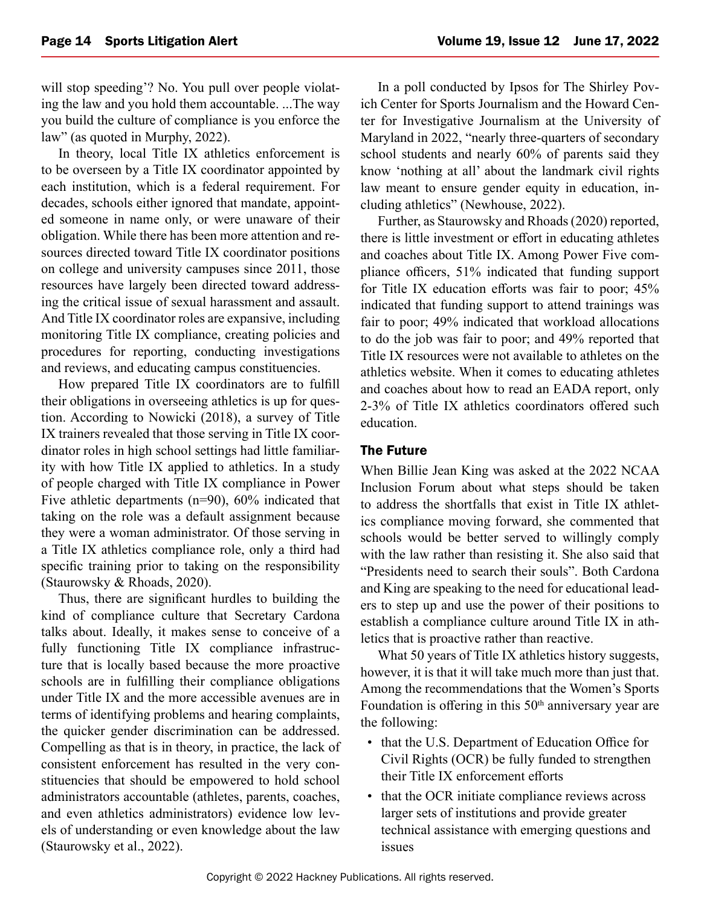will stop speeding'? No. You pull over people violating the law and you hold them accountable. ...The way you build the culture of compliance is you enforce the law" (as quoted in Murphy, 2022).

In theory, local Title IX athletics enforcement is to be overseen by a Title IX coordinator appointed by each institution, which is a federal requirement. For decades, schools either ignored that mandate, appointed someone in name only, or were unaware of their obligation. While there has been more attention and resources directed toward Title IX coordinator positions on college and university campuses since 2011, those resources have largely been directed toward addressing the critical issue of sexual harassment and assault. And Title IX coordinator roles are expansive, including monitoring Title IX compliance, creating policies and procedures for reporting, conducting investigations and reviews, and educating campus constituencies.

How prepared Title IX coordinators are to fulfill their obligations in overseeing athletics is up for question. According to Nowicki (2018), a survey of Title IX trainers revealed that those serving in Title IX coordinator roles in high school settings had little familiarity with how Title IX applied to athletics. In a study of people charged with Title IX compliance in Power Five athletic departments (n=90), 60% indicated that taking on the role was a default assignment because they were a woman administrator. Of those serving in a Title IX athletics compliance role, only a third had specific training prior to taking on the responsibility (Staurowsky & Rhoads, 2020).

Thus, there are significant hurdles to building the kind of compliance culture that Secretary Cardona talks about. Ideally, it makes sense to conceive of a fully functioning Title IX compliance infrastructure that is locally based because the more proactive schools are in fulfilling their compliance obligations under Title IX and the more accessible avenues are in terms of identifying problems and hearing complaints, the quicker gender discrimination can be addressed. Compelling as that is in theory, in practice, the lack of consistent enforcement has resulted in the very constituencies that should be empowered to hold school administrators accountable (athletes, parents, coaches, and even athletics administrators) evidence low levels of understanding or even knowledge about the law (Staurowsky et al., 2022).

In a poll conducted by Ipsos for The Shirley Povich Center for Sports Journalism and the Howard Center for Investigative Journalism at the University of Maryland in 2022, "nearly three-quarters of secondary school students and nearly 60% of parents said they know 'nothing at all' about the landmark civil rights law meant to ensure gender equity in education, including athletics" (Newhouse, 2022).

Further, as Staurowsky and Rhoads (2020) reported, there is little investment or effort in educating athletes and coaches about Title IX. Among Power Five compliance officers, 51% indicated that funding support for Title IX education efforts was fair to poor; 45% indicated that funding support to attend trainings was fair to poor; 49% indicated that workload allocations to do the job was fair to poor; and 49% reported that Title IX resources were not available to athletes on the athletics website. When it comes to educating athletes and coaches about how to read an EADA report, only 2-3% of Title IX athletics coordinators offered such education.

## The Future

When Billie Jean King was asked at the 2022 NCAA Inclusion Forum about what steps should be taken to address the shortfalls that exist in Title IX athletics compliance moving forward, she commented that schools would be better served to willingly comply with the law rather than resisting it. She also said that "Presidents need to search their souls". Both Cardona and King are speaking to the need for educational leaders to step up and use the power of their positions to establish a compliance culture around Title IX in athletics that is proactive rather than reactive.

What 50 years of Title IX athletics history suggests, however, it is that it will take much more than just that. Among the recommendations that the Women's Sports Foundation is offering in this 50th anniversary year are the following:

- that the U.S. Department of Education Office for Civil Rights (OCR) be fully funded to strengthen their Title IX enforcement efforts
- that the OCR initiate compliance reviews across larger sets of institutions and provide greater technical assistance with emerging questions and issues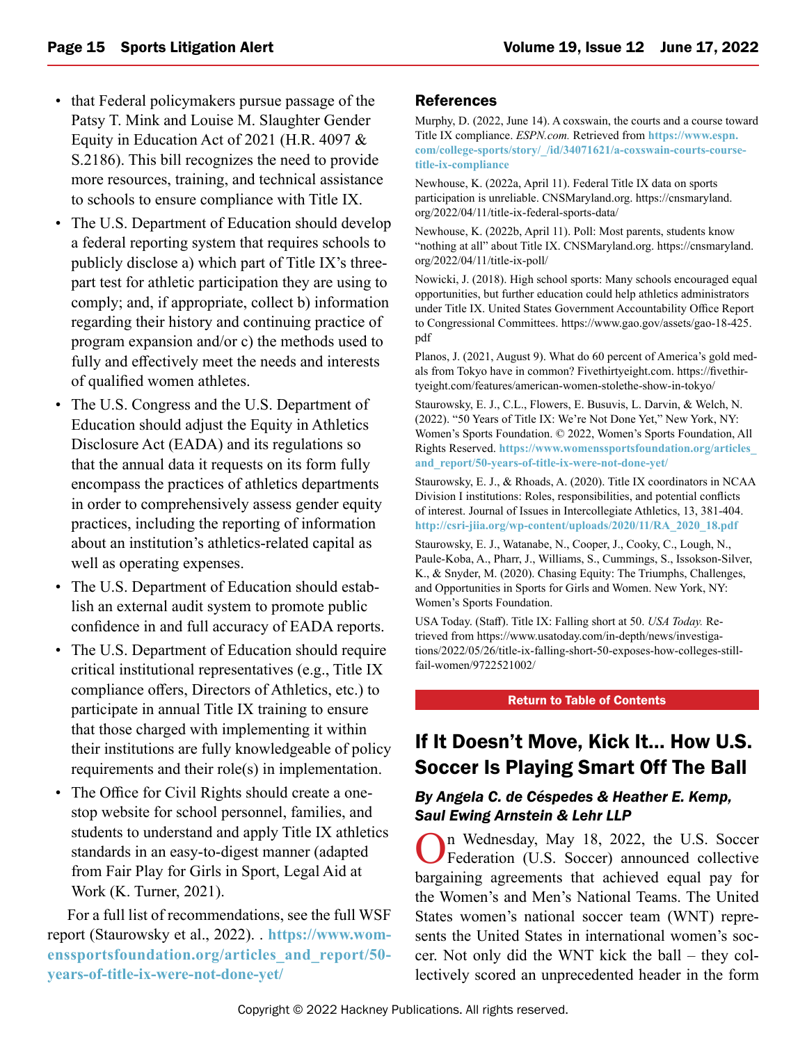- that Federal policymakers pursue passage of the Patsy T. Mink and Louise M. Slaughter Gender Equity in Education Act of 2021 (H.R. 4097 & S.2186). This bill recognizes the need to provide more resources, training, and technical assistance to schools to ensure compliance with Title IX.
- The U.S. Department of Education should develop a federal reporting system that requires schools to publicly disclose a) which part of Title IX's three-part test for athletic participation they are using to comply; and, if appropriate, collect b) information regarding their history and continuing practice of program expansion and/or c) the methods used to fully and effectively meet the needs and interests of qualified women athletes.
- The U.S. Congress and the U.S. Department of Education should adjust the Equity in Athletics Disclosure Act (EADA) and its regulations so that the annual data it requests on its form fully encompass the practices of athletics departments in order to comprehensively assess gender equity practices, including the reporting of information about an institution's athletics-related capital as well as operating expenses.
- The U.S. Department of Education should establish an external audit system to promote public confidence in and full accuracy of EADA reports.
- The U.S. Department of Education should require critical institutional representatives (e.g., Title IX compliance offers, Directors of Athletics, etc.) to participate in annual Title IX training to ensure that those charged with implementing it within their institutions are fully knowledgeable of policy requirements and their role(s) in implementation.
- The Office for Civil Rights should create a one-stop website for school personnel, families, and students to understand and apply Title IX athletics standards in an easy-to-digest manner (adapted from Fair Play for Girls in Sport, Legal Aid at Work (K. Turner, 2021).

For a full list of recommendations, see the full WSF report (Staurowsky et al., 2022). . **https://www.womenssportsfoundation.org/articles_and_report/50-years-of-title-ix-were-not-done-yet/**

## References

Murphy, D. (2022, June 14). A coxswain, the courts and a course toward Title IX compliance. *ESPN.com.* Retrieved from **https://www.espn.com/college-sports/story/_/id/34071621/a-coxswain-courts-course-title-ix-compliance**

Newhouse, K. (2022a, April 11). Federal Title IX data on sports participation is unreliable. CNSMaryland.org. https://cnsmaryland.org/2022/04/11/title-ix-federal-sports-data/

Newhouse, K. (2022b, April 11). Poll: Most parents, students know "nothing at all" about Title IX. CNSMaryland.org. https://cnsmaryland.org/2022/04/11/title-ix-poll/

Nowicki, J. (2018). High school sports: Many schools encouraged equal opportunities, but further education could help athletics administrators under Title IX. United States Government Accountability Office Report to Congressional Committees. https://www.gao.gov/assets/gao-18-425.pdf

Planos, J. (2021, August 9). What do 60 percent of America's gold medals from Tokyo have in common? Fivethirtyeight.com. https://fivethirtyeight.com/features/american-women-stolethe-show-in-tokyo/

Staurowsky, E. J., C.L., Flowers, E. Busuvis, L. Darvin, & Welch, N. (2022). "50 Years of Title IX: We're Not Done Yet," New York, NY: Women's Sports Foundation. © 2022, Women's Sports Foundation, All Rights Reserved. **https://www.womenssportsfoundation.org/articles_and_report/50-years-of-title-ix-were-not-done-yet/**

Staurowsky, E. J., & Rhoads, A. (2020). Title IX coordinators in NCAA Division I institutions: Roles, responsibilities, and potential conflicts of interest. Journal of Issues in Intercollegiate Athletics, 13, 381-404. **http://csri-jiia.org/wp-content/uploads/2020/11/RA_2020_18.pdf**

Staurowsky, E. J., Watanabe, N., Cooper, J., Cooky, C., Lough, N., Paule-Koba, A., Pharr, J., Williams, S., Cummings, S., Issokson-Silver, K., & Snyder, M. (2020). Chasing Equity: The Triumphs, Challenges, and Opportunities in Sports for Girls and Women. New York, NY: Women's Sports Foundation.

USA Today. (Staff). Title IX: Falling short at 50. *USA Today.* Retrieved from https://www.usatoday.com/in-depth/news/investigations/2022/05/26/title-ix-falling-short-50-exposes-how-colleges-still-fail-women/9722521002/

**Return to Table of Contents**

# If It Doesn't Move, Kick It… How U.S. Soccer Is Playing Smart Off The Ball

***By Angela C. de Céspedes & Heather E. Kemp, Saul Ewing Arnstein & Lehr LLP***

On Wednesday, May 18, 2022, the U.S. Soccer Federation (U.S. Soccer) announced collective bargaining agreements that achieved equal pay for the Women's and Men's National Teams. The United States women's national soccer team (WNT) represents the United States in international women's soccer. Not only did the WNT kick the ball – they collectively scored an unprecedented header in the form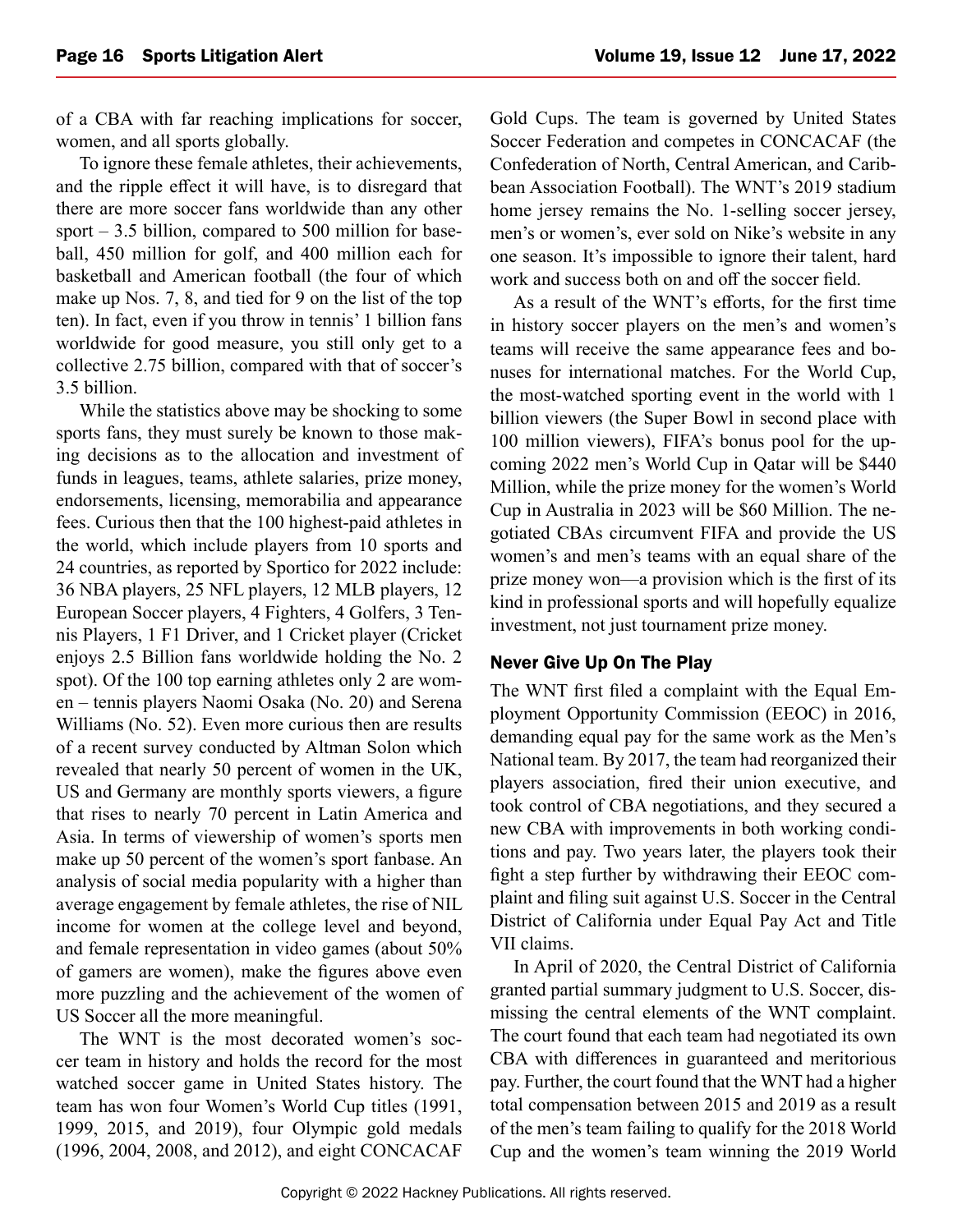of a CBA with far reaching implications for soccer, women, and all sports globally.

To ignore these female athletes, their achievements, and the ripple effect it will have, is to disregard that there are more soccer fans worldwide than any other sport – 3.5 billion, compared to 500 million for baseball, 450 million for golf, and 400 million each for basketball and American football (the four of which make up Nos. 7, 8, and tied for 9 on the list of the top ten). In fact, even if you throw in tennis' 1 billion fans worldwide for good measure, you still only get to a collective 2.75 billion, compared with that of soccer's 3.5 billion.

While the statistics above may be shocking to some sports fans, they must surely be known to those making decisions as to the allocation and investment of funds in leagues, teams, athlete salaries, prize money, endorsements, licensing, memorabilia and appearance fees. Curious then that the 100 highest-paid athletes in the world, which include players from 10 sports and 24 countries, as reported by Sportico for 2022 include: 36 NBA players, 25 NFL players, 12 MLB players, 12 European Soccer players, 4 Fighters, 4 Golfers, 3 Tennis Players, 1 F1 Driver, and 1 Cricket player (Cricket enjoys 2.5 Billion fans worldwide holding the No. 2 spot). Of the 100 top earning athletes only 2 are women – tennis players Naomi Osaka (No. 20) and Serena Williams (No. 52). Even more curious then are results of a recent survey conducted by Altman Solon which revealed that nearly 50 percent of women in the UK, US and Germany are monthly sports viewers, a figure that rises to nearly 70 percent in Latin America and Asia. In terms of viewership of women's sports men make up 50 percent of the women's sport fanbase. An analysis of social media popularity with a higher than average engagement by female athletes, the rise of NIL income for women at the college level and beyond, and female representation in video games (about 50% of gamers are women), make the figures above even more puzzling and the achievement of the women of US Soccer all the more meaningful.

The WNT is the most decorated women's soccer team in history and holds the record for the most watched soccer game in United States history. The team has won four Women's World Cup titles (1991, 1999, 2015, and 2019), four Olympic gold medals (1996, 2004, 2008, and 2012), and eight CONCACAF Gold Cups. The team is governed by United States Soccer Federation and competes in CONCACAF (the Confederation of North, Central American, and Caribbean Association Football). The WNT's 2019 stadium home jersey remains the No. 1-selling soccer jersey, men's or women's, ever sold on Nike's website in any one season. It's impossible to ignore their talent, hard work and success both on and off the soccer field.

As a result of the WNT's efforts, for the first time in history soccer players on the men's and women's teams will receive the same appearance fees and bonuses for international matches. For the World Cup, the most-watched sporting event in the world with 1 billion viewers (the Super Bowl in second place with 100 million viewers), FIFA's bonus pool for the upcoming 2022 men's World Cup in Qatar will be $440 Million, while the prize money for the women's World Cup in Australia in 2023 will be $60 Million. The negotiated CBAs circumvent FIFA and provide the US women's and men's teams with an equal share of the prize money won—a provision which is the first of its kind in professional sports and will hopefully equalize investment, not just tournament prize money.

### Never Give Up On The Play

The WNT first filed a complaint with the Equal Employment Opportunity Commission (EEOC) in 2016, demanding equal pay for the same work as the Men's National team. By 2017, the team had reorganized their players association, fired their union executive, and took control of CBA negotiations, and they secured a new CBA with improvements in both working conditions and pay. Two years later, the players took their fight a step further by withdrawing their EEOC complaint and filing suit against U.S. Soccer in the Central District of California under Equal Pay Act and Title VII claims.

In April of 2020, the Central District of California granted partial summary judgment to U.S. Soccer, dismissing the central elements of the WNT complaint. The court found that each team had negotiated its own CBA with differences in guaranteed and meritorious pay. Further, the court found that the WNT had a higher total compensation between 2015 and 2019 as a result of the men's team failing to qualify for the 2018 World Cup and the women's team winning the 2019 World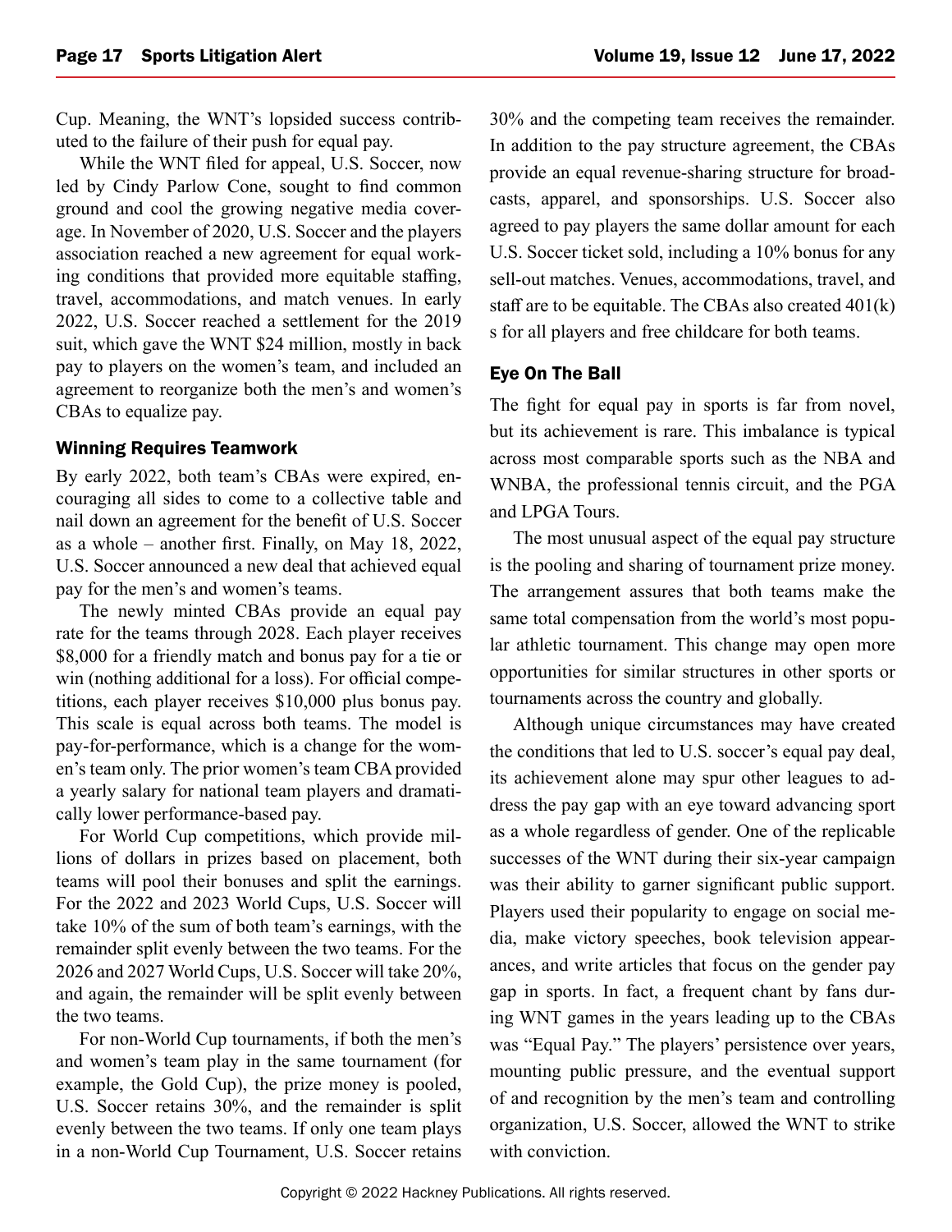Cup. Meaning, the WNT's lopsided success contributed to the failure of their push for equal pay.

While the WNT filed for appeal, U.S. Soccer, now led by Cindy Parlow Cone, sought to find common ground and cool the growing negative media coverage. In November of 2020, U.S. Soccer and the players association reached a new agreement for equal working conditions that provided more equitable staffing, travel, accommodations, and match venues. In early 2022, U.S. Soccer reached a settlement for the 2019 suit, which gave the WNT $24 million, mostly in back pay to players on the women's team, and included an agreement to reorganize both the men's and women's CBAs to equalize pay.

### Winning Requires Teamwork

By early 2022, both team's CBAs were expired, encouraging all sides to come to a collective table and nail down an agreement for the benefit of U.S. Soccer as a whole – another first. Finally, on May 18, 2022, U.S. Soccer announced a new deal that achieved equal pay for the men's and women's teams.

The newly minted CBAs provide an equal pay rate for the teams through 2028. Each player receives $8,000 for a friendly match and bonus pay for a tie or win (nothing additional for a loss). For official competitions, each player receives $10,000 plus bonus pay. This scale is equal across both teams. The model is pay-for-performance, which is a change for the women's team only. The prior women's team CBA provided a yearly salary for national team players and dramatically lower performance-based pay.

For World Cup competitions, which provide millions of dollars in prizes based on placement, both teams will pool their bonuses and split the earnings. For the 2022 and 2023 World Cups, U.S. Soccer will take 10% of the sum of both team's earnings, with the remainder split evenly between the two teams. For the 2026 and 2027 World Cups, U.S. Soccer will take 20%, and again, the remainder will be split evenly between the two teams.

For non-World Cup tournaments, if both the men's and women's team play in the same tournament (for example, the Gold Cup), the prize money is pooled, U.S. Soccer retains 30%, and the remainder is split evenly between the two teams. If only one team plays in a non-World Cup Tournament, U.S. Soccer retains 30% and the competing team receives the remainder. In addition to the pay structure agreement, the CBAs provide an equal revenue-sharing structure for broadcasts, apparel, and sponsorships. U.S. Soccer also agreed to pay players the same dollar amount for each U.S. Soccer ticket sold, including a 10% bonus for any sell-out matches. Venues, accommodations, travel, and staff are to be equitable. The CBAs also created 401(k) s for all players and free childcare for both teams.

### Eye On The Ball

The fight for equal pay in sports is far from novel, but its achievement is rare. This imbalance is typical across most comparable sports such as the NBA and WNBA, the professional tennis circuit, and the PGA and LPGA Tours.

The most unusual aspect of the equal pay structure is the pooling and sharing of tournament prize money. The arrangement assures that both teams make the same total compensation from the world's most popular athletic tournament. This change may open more opportunities for similar structures in other sports or tournaments across the country and globally.

Although unique circumstances may have created the conditions that led to U.S. soccer's equal pay deal, its achievement alone may spur other leagues to address the pay gap with an eye toward advancing sport as a whole regardless of gender. One of the replicable successes of the WNT during their six-year campaign was their ability to garner significant public support. Players used their popularity to engage on social media, make victory speeches, book television appearances, and write articles that focus on the gender pay gap in sports. In fact, a frequent chant by fans during WNT games in the years leading up to the CBAs was "Equal Pay." The players' persistence over years, mounting public pressure, and the eventual support of and recognition by the men's team and controlling organization, U.S. Soccer, allowed the WNT to strike with conviction.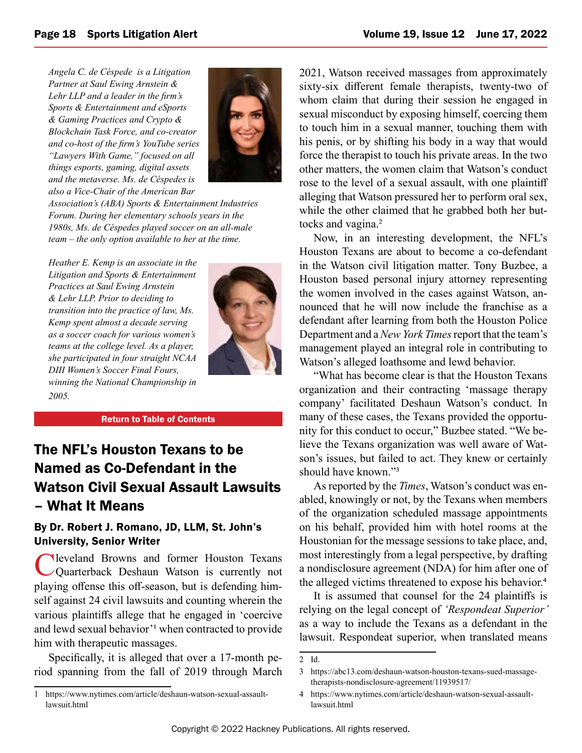*Angela C. de Céspede is a Litigation Partner at Saul Ewing Arnstein & Lehr LLP and a leader in the firm's Sports & Entertainment and eSports & Gaming Practices and Crypto & Blockchain Task Force, and co-creator and co-host of the firm's YouTube series "Lawyers With Game," focused on all things esports, gaming, digital assets and the metaverse. Ms. de Céspedes is also a Vice-Chair of the American Bar Association's (ABA) Sports & Entertainment Industries Forum. During her elementary schools years in the 1980s, Ms. de Céspedes played soccer on an all-male team – the only option available to her at the time.*

*Heather E. Kemp is an associate in the Litigation and Sports & Entertainment Practices at Saul Ewing Arnstein & Lehr LLP. Prior to deciding to transition into the practice of law, Ms. Kemp spent almost a decade serving as a soccer coach for various women's teams at the college level. As a player, she participated in four straight NCAA DIII Women's Soccer Final Fours, winning the National Championship in 2005.*

**Return to Table of Contents**

## The NFL's Houston Texans to be Named as Co-Defendant in the Watson Civil Sexual Assault Lawsuits – What It Means

**By Dr. Robert J. Romano, JD, LLM, St. John's University, Senior Writer**

Cleveland Browns and former Houston Texans Quarterback Deshaun Watson is currently not playing offense this off-season, but is defending himself against 24 civil lawsuits and counting wherein the various plaintiffs allege that he engaged in 'coercive and lewd sexual behavior'[1] when contracted to provide him with therapeutic massages.

Specifically, it is alleged that over a 17-month period spanning from the fall of 2019 through March 2021, Watson received massages from approximately sixty-six different female therapists, twenty-two of whom claim that during their session he engaged in sexual misconduct by exposing himself, coercing them to touch him in a sexual manner, touching them with his penis, or by shifting his body in a way that would force the therapist to touch his private areas. In the two other matters, the women claim that Watson's conduct rose to the level of a sexual assault, with one plaintiff alleging that Watson pressured her to perform oral sex, while the other claimed that he grabbed both her buttocks and vagina.[2]

Now, in an interesting development, the NFL's Houston Texans are about to become a co-defendant in the Watson civil litigation matter. Tony Buzbee, a Houston based personal injury attorney representing the women involved in the cases against Watson, announced that he will now include the franchise as a defendant after learning from both the Houston Police Department and a *New York Times* report that the team's management played an integral role in contributing to Watson's alleged loathsome and lewd behavior.

"What has become clear is that the Houston Texans organization and their contracting 'massage therapy company' facilitated Deshaun Watson's conduct. In many of these cases, the Texans provided the opportunity for this conduct to occur," Buzbee stated. "We believe the Texans organization was well aware of Watson's issues, but failed to act. They knew or certainly should have known."[3]

As reported by the *Times*, Watson's conduct was enabled, knowingly or not, by the Texans when members of the organization scheduled massage appointments on his behalf, provided him with hotel rooms at the Houstonian for the message sessions to take place, and, most interestingly from a legal perspective, by drafting a nondisclosure agreement (NDA) for him after one of the alleged victims threatened to expose his behavior.[4]

It is assumed that counsel for the 24 plaintiffs is relying on the legal concept of *'Respondeat Superior'* as a way to include the Texans as a defendant in the lawsuit. Respondeat superior, when translated means

---

1 https://www.nytimes.com/article/deshaun-watson-sexual-assault-lawsuit.html

2 Id.

3 https://abc13.com/deshaun-watson-houston-texans-sued-massage-therapists-nondisclosure-agreement/11939517/

4 https://www.nytimes.com/article/deshaun-watson-sexual-assault-lawsuit.html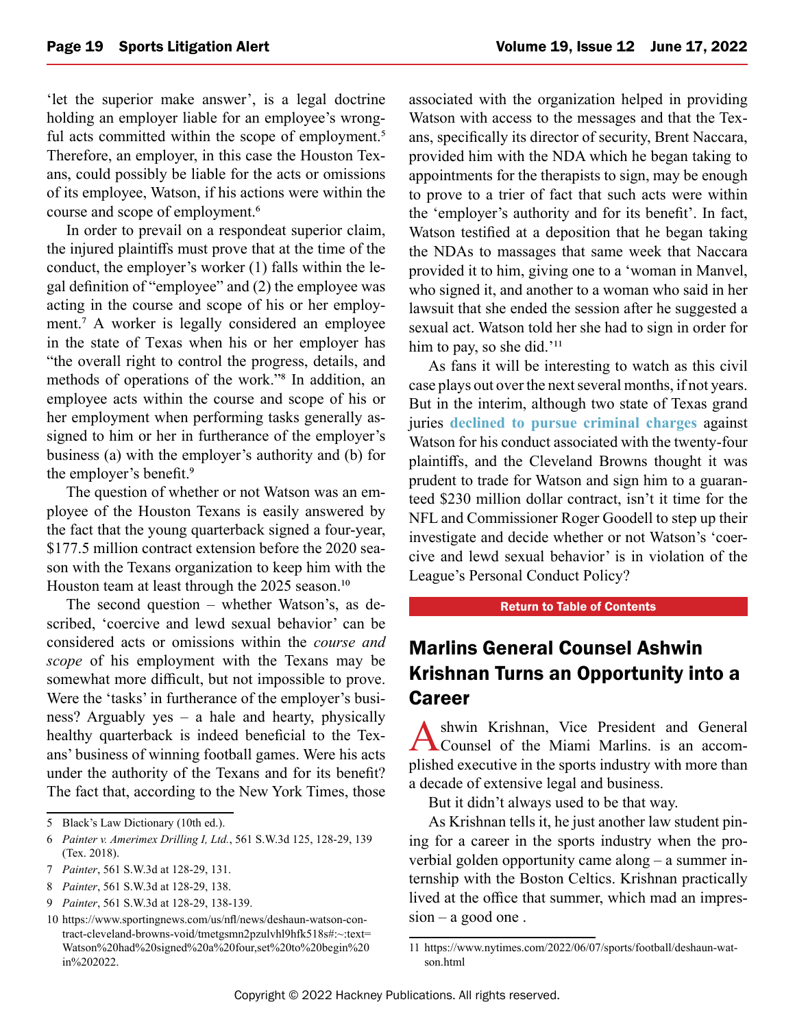'let the superior make answer', is a legal doctrine holding an employer liable for an employee's wrongful acts committed within the scope of employment.[5] Therefore, an employer, in this case the Houston Texans, could possibly be liable for the acts or omissions of its employee, Watson, if his actions were within the course and scope of employment.[6]

In order to prevail on a respondeat superior claim, the injured plaintiffs must prove that at the time of the conduct, the employer's worker (1) falls within the legal definition of "employee" and (2) the employee was acting in the course and scope of his or her employment.[7] A worker is legally considered an employee in the state of Texas when his or her employer has "the overall right to control the progress, details, and methods of operations of the work."[8] In addition, an employee acts within the course and scope of his or her employment when performing tasks generally assigned to him or her in furtherance of the employer's business (a) with the employer's authority and (b) for the employer's benefit.[9]

The question of whether or not Watson was an employee of the Houston Texans is easily answered by the fact that the young quarterback signed a four-year, $177.5 million contract extension before the 2020 season with the Texans organization to keep him with the Houston team at least through the 2025 season.[10]

The second question – whether Watson's, as described, 'coercive and lewd sexual behavior' can be considered acts or omissions within the *course and scope* of his employment with the Texans may be somewhat more difficult, but not impossible to prove. Were the 'tasks' in furtherance of the employer's business? Arguably yes – a hale and hearty, physically healthy quarterback is indeed beneficial to the Texans' business of winning football games. Were his acts under the authority of the Texans and for its benefit? The fact that, according to the New York Times, those associated with the organization helped in providing Watson with access to the messages and that the Texans, specifically its director of security, Brent Naccara, provided him with the NDA which he began taking to appointments for the therapists to sign, may be enough to prove to a trier of fact that such acts were within the 'employer's authority and for its benefit'. In fact, Watson testified at a deposition that he began taking the NDAs to massages that same week that Naccara provided it to him, giving one to a 'woman in Manvel, who signed it, and another to a woman who said in her lawsuit that she ended the session after he suggested a sexual act. Watson told her she had to sign in order for him to pay, so she did.'[11]

As fans it will be interesting to watch as this civil case plays out over the next several months, if not years. But in the interim, although two state of Texas grand juries **declined to pursue criminal charges** against Watson for his conduct associated with the twenty-four plaintiffs, and the Cleveland Browns thought it was prudent to trade for Watson and sign him to a guaranteed $230 million dollar contract, isn't it time for the NFL and Commissioner Roger Goodell to step up their investigate and decide whether or not Watson's 'coercive and lewd sexual behavior' is in violation of the League's Personal Conduct Policy?

**Return to Table of Contents**

5 Black's Law Dictionary (10th ed.).

6 *Painter v. Amerimex Drilling I, Ltd.*, 561 S.W.3d 125, 128-29, 139 (Tex. 2018).

7 *Painter*, 561 S.W.3d at 128-29, 131.

8 *Painter*, 561 S.W.3d at 128-29, 138.

9 *Painter*, 561 S.W.3d at 128-29, 138-139.

10 https://www.sportingnews.com/us/nfl/news/deshaun-watson-contract-cleveland-browns-void/tmetgsmn2pzulvhl9hfk518s#:~:text=Watson%20had%20signed%20a%20four,set%20to%20begin%20in%202022.

11 https://www.nytimes.com/2022/06/07/sports/football/deshaun-watson.html

## Marlins General Counsel Ashwin Krishnan Turns an Opportunity into a Career

Ashwin Krishnan, Vice President and General Counsel of the Miami Marlins. is an accomplished executive in the sports industry with more than a decade of extensive legal and business.

But it didn't always used to be that way.

As Krishnan tells it, he just another law student pining for a career in the sports industry when the proverbial golden opportunity came along – a summer internship with the Boston Celtics. Krishnan practically lived at the office that summer, which mad an impression – a good one .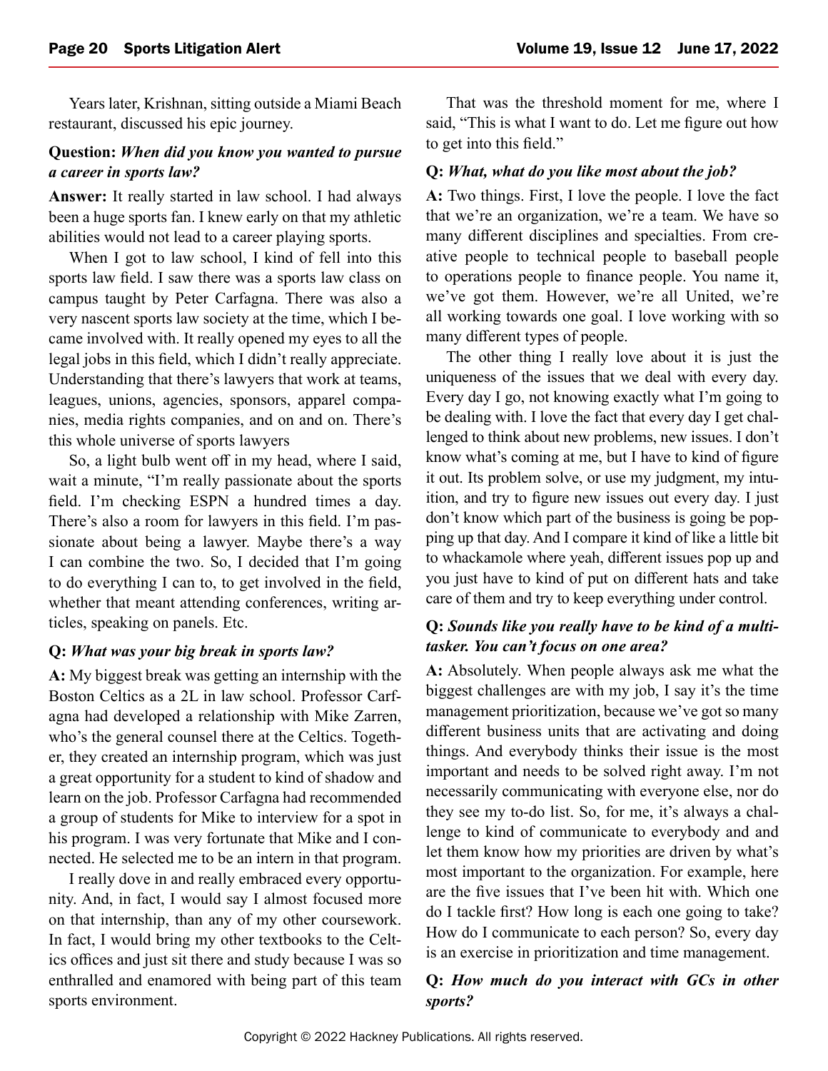Years later, Krishnan, sitting outside a Miami Beach restaurant, discussed his epic journey.

**Question:** ***When did you know you wanted to pursue a career in sports law?***

**Answer:** It really started in law school. I had always been a huge sports fan. I knew early on that my athletic abilities would not lead to a career playing sports.

When I got to law school, I kind of fell into this sports law field. I saw there was a sports law class on campus taught by Peter Carfagna. There was also a very nascent sports law society at the time, which I became involved with. It really opened my eyes to all the legal jobs in this field, which I didn't really appreciate. Understanding that there's lawyers that work at teams, leagues, unions, agencies, sponsors, apparel companies, media rights companies, and on and on. There's this whole universe of sports lawyers

So, a light bulb went off in my head, where I said, wait a minute, "I'm really passionate about the sports field. I'm checking ESPN a hundred times a day. There's also a room for lawyers in this field. I'm passionate about being a lawyer. Maybe there's a way I can combine the two. So, I decided that I'm going to do everything I can to, to get involved in the field, whether that meant attending conferences, writing articles, speaking on panels. Etc.

**Q:** ***What was your big break in sports law?***

**A:** My biggest break was getting an internship with the Boston Celtics as a 2L in law school. Professor Carfagna had developed a relationship with Mike Zarren, who's the general counsel there at the Celtics. Together, they created an internship program, which was just a great opportunity for a student to kind of shadow and learn on the job. Professor Carfagna had recommended a group of students for Mike to interview for a spot in his program. I was very fortunate that Mike and I connected. He selected me to be an intern in that program.

I really dove in and really embraced every opportunity. And, in fact, I would say I almost focused more on that internship, than any of my other coursework. In fact, I would bring my other textbooks to the Celtics offices and just sit there and study because I was so enthralled and enamored with being part of this team sports environment.

That was the threshold moment for me, where I said, "This is what I want to do. Let me figure out how to get into this field."

**Q:** ***What, what do you like most about the job?***

**A:** Two things. First, I love the people. I love the fact that we're an organization, we're a team. We have so many different disciplines and specialties. From creative people to technical people to baseball people to operations people to finance people. You name it, we've got them. However, we're all United, we're all working towards one goal. I love working with so many different types of people.

The other thing I really love about it is just the uniqueness of the issues that we deal with every day. Every day I go, not knowing exactly what I'm going to be dealing with. I love the fact that every day I get challenged to think about new problems, new issues. I don't know what's coming at me, but I have to kind of figure it out. Its problem solve, or use my judgment, my intuition, and try to figure new issues out every day. I just don't know which part of the business is going be popping up that day. And I compare it kind of like a little bit to whackamole where yeah, different issues pop up and you just have to kind of put on different hats and take care of them and try to keep everything under control.

**Q:** ***Sounds like you really have to be kind of a multitasker. You can't focus on one area?***

**A:** Absolutely. When people always ask me what the biggest challenges are with my job, I say it's the time management prioritization, because we've got so many different business units that are activating and doing things. And everybody thinks their issue is the most important and needs to be solved right away. I'm not necessarily communicating with everyone else, nor do they see my to-do list. So, for me, it's always a challenge to kind of communicate to everybody and and let them know how my priorities are driven by what's most important to the organization. For example, here are the five issues that I've been hit with. Which one do I tackle first? How long is each one going to take? How do I communicate to each person? So, every day is an exercise in prioritization and time management.

**Q:** ***How much do you interact with GCs in other sports?***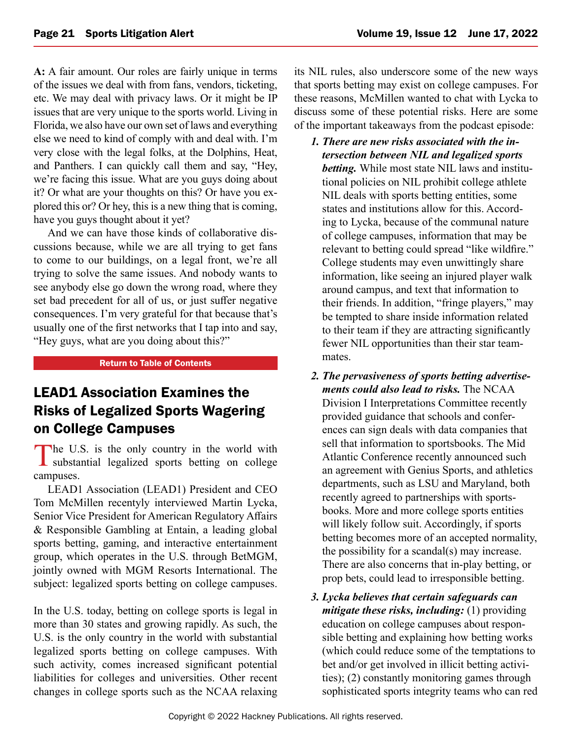**A:** A fair amount. Our roles are fairly unique in terms of the issues we deal with from fans, vendors, ticketing, etc. We may deal with privacy laws. Or it might be IP issues that are very unique to the sports world. Living in Florida, we also have our own set of laws and everything else we need to kind of comply with and deal with. I'm very close with the legal folks, at the Dolphins, Heat, and Panthers. I can quickly call them and say, "Hey, we're facing this issue. What are you guys doing about it? Or what are your thoughts on this? Or have you explored this or? Or hey, this is a new thing that is coming, have you guys thought about it yet?

And we can have those kinds of collaborative discussions because, while we are all trying to get fans to come to our buildings, on a legal front, we're all trying to solve the same issues. And nobody wants to see anybody else go down the wrong road, where they set bad precedent for all of us, or just suffer negative consequences. I'm very grateful for that because that's usually one of the first networks that I tap into and say, "Hey guys, what are you doing about this?"

Return to Table of Contents

## LEAD1 Association Examines the Risks of Legalized Sports Wagering on College Campuses

The U.S. is the only country in the world with substantial legalized sports betting on college campuses.

LEAD1 Association (LEAD1) President and CEO Tom McMillen recently interviewed Martin Lycka, Senior Vice President for American Regulatory Affairs & Responsible Gambling at Entain, a leading global sports betting, gaming, and interactive entertainment group, which operates in the U.S. through BetMGM, jointly owned with MGM Resorts International. The subject: legalized sports betting on college campuses.

In the U.S. today, betting on college sports is legal in more than 30 states and growing rapidly. As such, the U.S. is the only country in the world with substantial legalized sports betting on college campuses. With such activity, comes increased significant potential liabilities for colleges and universities. Other recent changes in college sports such as the NCAA relaxing its NIL rules, also underscore some of the new ways that sports betting may exist on college campuses. For these reasons, McMillen wanted to chat with Lycka to discuss some of these potential risks. Here are some of the important takeaways from the podcast episode:

1. ***There are new risks associated with the intersection between NIL and legalized sports betting.*** While most state NIL laws and institutional policies on NIL prohibit college athlete NIL deals with sports betting entities, some states and institutions allow for this. According to Lycka, because of the communal nature of college campuses, information that may be relevant to betting could spread "like wildfire." College students may even unwittingly share information, like seeing an injured player walk around campus, and text that information to their friends. In addition, "fringe players," may be tempted to share inside information related to their team if they are attracting significantly fewer NIL opportunities than their star teammates.
2. ***The pervasiveness of sports betting advertisements could also lead to risks.*** The NCAA Division I Interpretations Committee recently provided guidance that schools and conferences can sign deals with data companies that sell that information to sportsbooks. The Mid Atlantic Conference recently announced such an agreement with Genius Sports, and athletics departments, such as LSU and Maryland, both recently agreed to partnerships with sportsbooks. More and more college sports entities will likely follow suit. Accordingly, if sports betting becomes more of an accepted normality, the possibility for a scandal(s) may increase. There are also concerns that in-play betting, or prop bets, could lead to irresponsible betting.
3. ***Lycka believes that certain safeguards can mitigate these risks, including:*** (1) providing education on college campuses about responsible betting and explaining how betting works (which could reduce some of the temptations to bet and/or get involved in illicit betting activities); (2) constantly monitoring games through sophisticated sports integrity teams who can red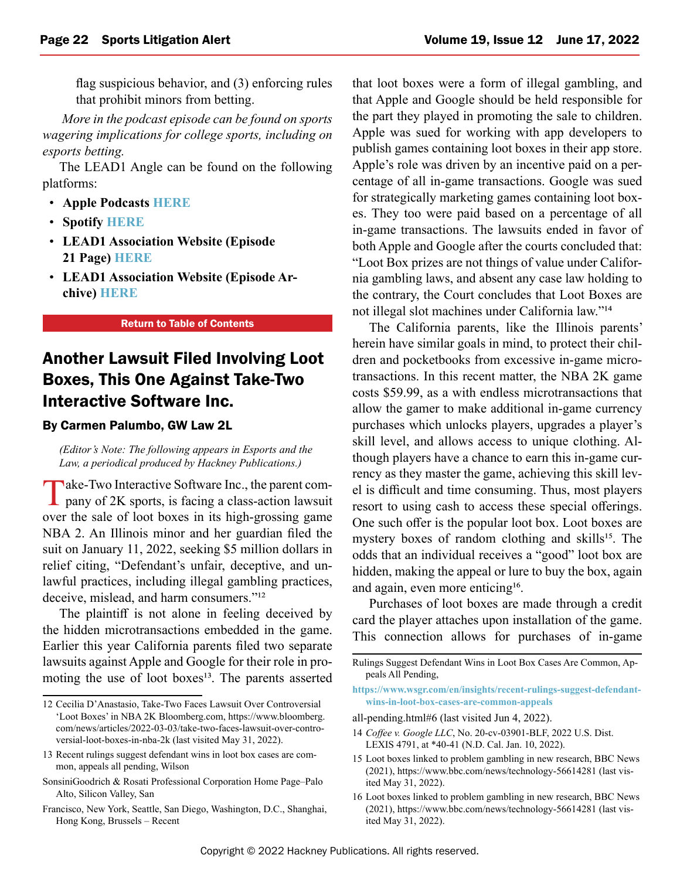flag suspicious behavior, and (3) enforcing rules that prohibit minors from betting.

*More in the podcast episode can be found on sports wagering implications for college sports, including on esports betting.*

The LEAD1 Angle can be found on the following platforms:

- **Apple Podcasts HERE**
- **Spotify HERE**
- **LEAD1 Association Website (Episode 21 Page) HERE**
- **LEAD1 Association Website (Episode Archive) HERE**

**Return to Table of Contents**

## Another Lawsuit Filed Involving Loot Boxes, This One Against Take-Two Interactive Software Inc.

**By Carmen Palumbo, GW Law 2L**

*(Editor's Note: The following appears in Esports and the Law, a periodical produced by Hackney Publications.)*

Take-Two Interactive Software Inc., the parent company of 2K sports, is facing a class-action lawsuit over the sale of loot boxes in its high-grossing game NBA 2. An Illinois minor and her guardian filed the suit on January 11, 2022, seeking $5 million dollars in relief citing, "Defendant's unfair, deceptive, and unlawful practices, including illegal gambling practices, deceive, mislead, and harm consumers."[12]

The plaintiff is not alone in feeling deceived by the hidden microtransactions embedded in the game. Earlier this year California parents filed two separate lawsuits against Apple and Google for their role in promoting the use of loot boxes[13]. The parents asserted that loot boxes were a form of illegal gambling, and that Apple and Google should be held responsible for the part they played in promoting the sale to children. Apple was sued for working with app developers to publish games containing loot boxes in their app store. Apple's role was driven by an incentive paid on a percentage of all in-game transactions. Google was sued for strategically marketing games containing loot boxes. They too were paid based on a percentage of all in-game transactions. The lawsuits ended in favor of both Apple and Google after the courts concluded that: "Loot Box prizes are not things of value under California gambling laws, and absent any case law holding to the contrary, the Court concludes that Loot Boxes are not illegal slot machines under California law."[14]

The California parents, like the Illinois parents' herein have similar goals in mind, to protect their children and pocketbooks from excessive in-game microtransactions. In this recent matter, the NBA 2K game costs $59.99, as a with endless microtransactions that allow the gamer to make additional in-game currency purchases which unlocks players, upgrades a player's skill level, and allows access to unique clothing. Although players have a chance to earn this in-game currency as they master the game, achieving this skill level is difficult and time consuming. Thus, most players resort to using cash to access these special offerings. One such offer is the popular loot box. Loot boxes are mystery boxes of random clothing and skills[15]. The odds that an individual receives a "good" loot box are hidden, making the appeal or lure to buy the box, again and again, even more enticing[16].

Purchases of loot boxes are made through a credit card the player attaches upon installation of the game. This connection allows for purchases of in-game

---

12 Cecilia D'Anastasio, Take-Two Faces Lawsuit Over Controversial 'Loot Boxes' in NBA 2K Bloomberg.com, https://www.bloomberg.com/news/articles/2022-03-03/take-two-faces-lawsuit-over-controversial-loot-boxes-in-nba-2k (last visited May 31, 2022).

13 Recent rulings suggest defendant wins in loot box cases are common, appeals all pending, Wilson

SonsiniGoodrich & Rosati Professional Corporation Home Page–Palo Alto, Silicon Valley, San

Francisco, New York, Seattle, San Diego, Washington, D.C., Shanghai, Hong Kong, Brussels – Recent

Rulings Suggest Defendant Wins in Loot Box Cases Are Common, Appeals All Pending,

https://www.wsgr.com/en/insights/recent-rulings-suggest-defendant-wins-in-loot-box-cases-are-common-appeals

all-pending.html#6 (last visited Jun 4, 2022).

14 *Coffee v. Google LLC*, No. 20-cv-03901-BLF, 2022 U.S. Dist. LEXIS 4791, at *40-41 (N.D. Cal. Jan. 10, 2022).

15 Loot boxes linked to problem gambling in new research, BBC News (2021), https://www.bbc.com/news/technology-56614281 (last visited May 31, 2022).

16 Loot boxes linked to problem gambling in new research, BBC News (2021), https://www.bbc.com/news/technology-56614281 (last visited May 31, 2022).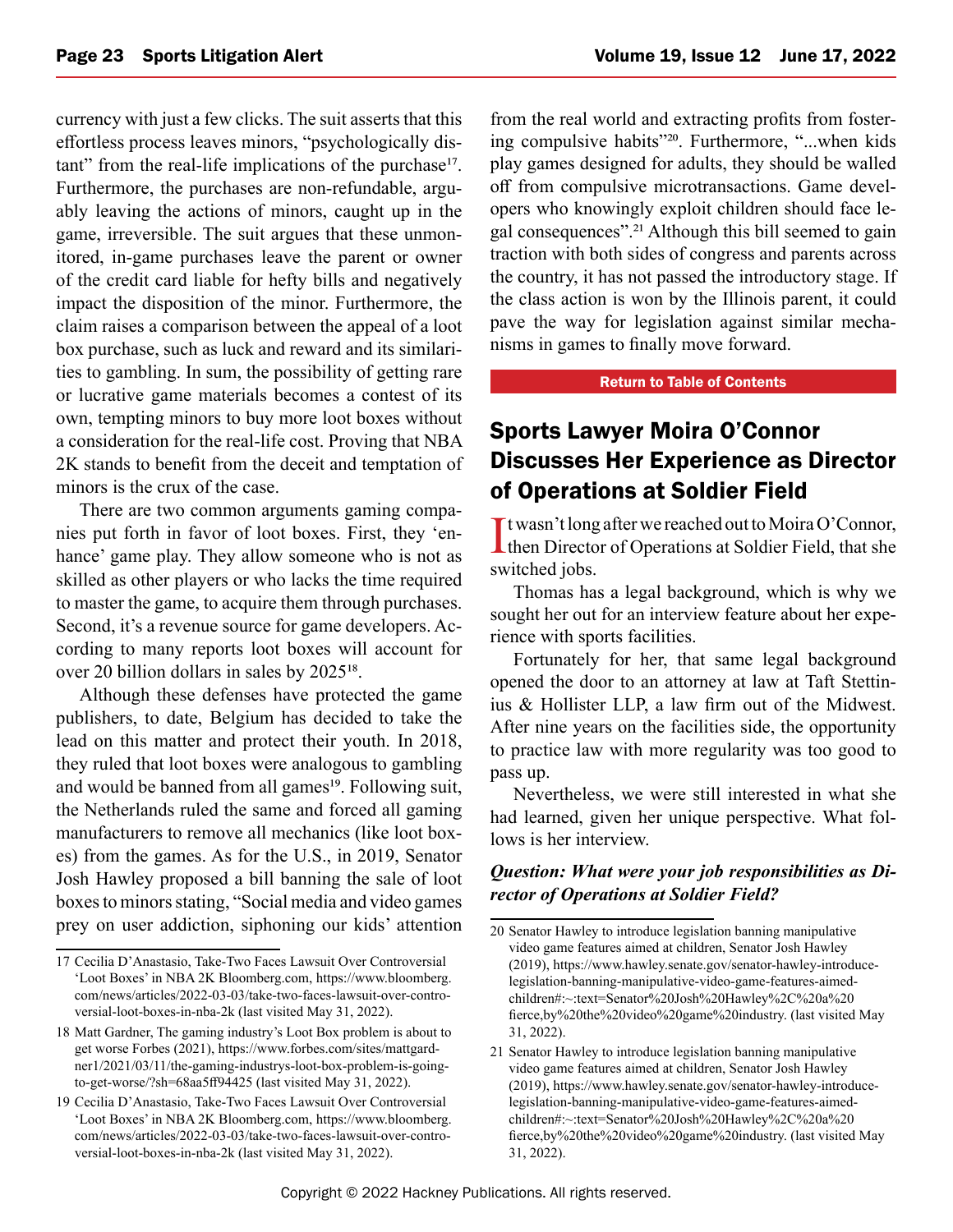currency with just a few clicks. The suit asserts that this effortless process leaves minors, "psychologically distant" from the real-life implications of the purchase[17]. Furthermore, the purchases are non-refundable, arguably leaving the actions of minors, caught up in the game, irreversible. The suit argues that these unmonitored, in-game purchases leave the parent or owner of the credit card liable for hefty bills and negatively impact the disposition of the minor. Furthermore, the claim raises a comparison between the appeal of a loot box purchase, such as luck and reward and its similarities to gambling. In sum, the possibility of getting rare or lucrative game materials becomes a contest of its own, tempting minors to buy more loot boxes without a consideration for the real-life cost. Proving that NBA 2K stands to benefit from the deceit and temptation of minors is the crux of the case.

There are two common arguments gaming companies put forth in favor of loot boxes. First, they 'enhance' game play. They allow someone who is not as skilled as other players or who lacks the time required to master the game, to acquire them through purchases. Second, it's a revenue source for game developers. According to many reports loot boxes will account for over 20 billion dollars in sales by 2025[18].

Although these defenses have protected the game publishers, to date, Belgium has decided to take the lead on this matter and protect their youth. In 2018, they ruled that loot boxes were analogous to gambling and would be banned from all games[19]. Following suit, the Netherlands ruled the same and forced all gaming manufacturers to remove all mechanics (like loot boxes) from the games. As for the U.S., in 2019, Senator Josh Hawley proposed a bill banning the sale of loot boxes to minors stating, "Social media and video games prey on user addiction, siphoning our kids' attention from the real world and extracting profits from fostering compulsive habits"[20]. Furthermore, "...when kids play games designed for adults, they should be walled off from compulsive microtransactions. Game developers who knowingly exploit children should face legal consequences".[21] Although this bill seemed to gain traction with both sides of congress and parents across the country, it has not passed the introductory stage. If the class action is won by the Illinois parent, it could pave the way for legislation against similar mechanisms in games to finally move forward.

Return to Table of Contents

## Sports Lawyer Moira O'Connor Discusses Her Experience as Director of Operations at Soldier Field

It wasn't long after we reached out to Moira O'Connor, then Director of Operations at Soldier Field, that she switched jobs.

Thomas has a legal background, which is why we sought her out for an interview feature about her experience with sports facilities.

Fortunately for her, that same legal background opened the door to an attorney at law at Taft Stettinius & Hollister LLP, a law firm out of the Midwest. After nine years on the facilities side, the opportunity to practice law with more regularity was too good to pass up.

Nevertheless, we were still interested in what she had learned, given her unique perspective. What follows is her interview.

***Question: What were your job responsibilities as Director of Operations at Soldier Field?***

---

17 Cecilia D'Anastasio, Take-Two Faces Lawsuit Over Controversial 'Loot Boxes' in NBA 2K Bloomberg.com, https://www.bloomberg.com/news/articles/2022-03-03/take-two-faces-lawsuit-over-controversial-loot-boxes-in-nba-2k (last visited May 31, 2022).

18 Matt Gardner, The gaming industry's Loot Box problem is about to get worse Forbes (2021), https://www.forbes.com/sites/mattgardner1/2021/03/11/the-gaming-industrys-loot-box-problem-is-going-to-get-worse/?sh=68aa5ff94425 (last visited May 31, 2022).

19 Cecilia D'Anastasio, Take-Two Faces Lawsuit Over Controversial 'Loot Boxes' in NBA 2K Bloomberg.com, https://www.bloomberg.com/news/articles/2022-03-03/take-two-faces-lawsuit-over-controversial-loot-boxes-in-nba-2k (last visited May 31, 2022).

20 Senator Hawley to introduce legislation banning manipulative video game features aimed at children, Senator Josh Hawley (2019), https://www.hawley.senate.gov/senator-hawley-introduce-legislation-banning-manipulative-video-game-features-aimed-children#:~:text=Senator%20Josh%20Hawley%2C%20a%20fierce,by%20the%20video%20game%20industry. (last visited May 31, 2022).

21 Senator Hawley to introduce legislation banning manipulative video game features aimed at children, Senator Josh Hawley (2019), https://www.hawley.senate.gov/senator-hawley-introduce-legislation-banning-manipulative-video-game-features-aimed-children#:~:text=Senator%20Josh%20Hawley%2C%20a%20fierce,by%20the%20video%20game%20industry. (last visited May 31, 2022).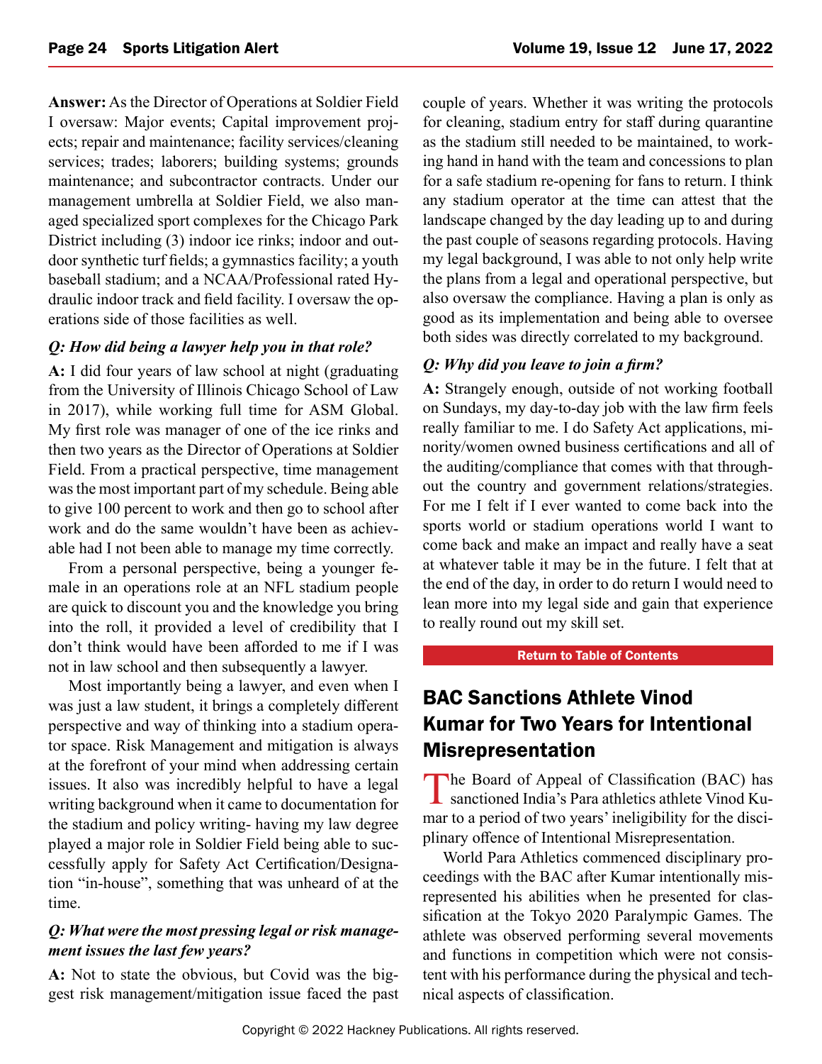**Answer:** As the Director of Operations at Soldier Field I oversaw: Major events; Capital improvement projects; repair and maintenance; facility services/cleaning services; trades; laborers; building systems; grounds maintenance; and subcontractor contracts. Under our management umbrella at Soldier Field, we also managed specialized sport complexes for the Chicago Park District including (3) indoor ice rinks; indoor and outdoor synthetic turf fields; a gymnastics facility; a youth baseball stadium; and a NCAA/Professional rated Hydraulic indoor track and field facility. I oversaw the operations side of those facilities as well.

***Q: How did being a lawyer help you in that role?***

**A:** I did four years of law school at night (graduating from the University of Illinois Chicago School of Law in 2017), while working full time for ASM Global. My first role was manager of one of the ice rinks and then two years as the Director of Operations at Soldier Field. From a practical perspective, time management was the most important part of my schedule. Being able to give 100 percent to work and then go to school after work and do the same wouldn't have been as achievable had I not been able to manage my time correctly.

From a personal perspective, being a younger female in an operations role at an NFL stadium people are quick to discount you and the knowledge you bring into the roll, it provided a level of credibility that I don't think would have been afforded to me if I was not in law school and then subsequently a lawyer.

Most importantly being a lawyer, and even when I was just a law student, it brings a completely different perspective and way of thinking into a stadium operator space. Risk Management and mitigation is always at the forefront of your mind when addressing certain issues. It also was incredibly helpful to have a legal writing background when it came to documentation for the stadium and policy writing- having my law degree played a major role in Soldier Field being able to successfully apply for Safety Act Certification/Designation "in-house", something that was unheard of at the time.

***Q: What were the most pressing legal or risk management issues the last few years?***

**A:** Not to state the obvious, but Covid was the biggest risk management/mitigation issue faced the past couple of years. Whether it was writing the protocols for cleaning, stadium entry for staff during quarantine as the stadium still needed to be maintained, to working hand in hand with the team and concessions to plan for a safe stadium re-opening for fans to return. I think any stadium operator at the time can attest that the landscape changed by the day leading up to and during the past couple of seasons regarding protocols. Having my legal background, I was able to not only help write the plans from a legal and operational perspective, but also oversaw the compliance. Having a plan is only as good as its implementation and being able to oversee both sides was directly correlated to my background.

***Q: Why did you leave to join a firm?***

**A:** Strangely enough, outside of not working football on Sundays, my day-to-day job with the law firm feels really familiar to me. I do Safety Act applications, minority/women owned business certifications and all of the auditing/compliance that comes with that throughout the country and government relations/strategies. For me I felt if I ever wanted to come back into the sports world or stadium operations world I want to come back and make an impact and really have a seat at whatever table it may be in the future. I felt that at the end of the day, in order to do return I would need to lean more into my legal side and gain that experience to really round out my skill set.

Return to Table of Contents

## BAC Sanctions Athlete Vinod Kumar for Two Years for Intentional Misrepresentation

The Board of Appeal of Classification (BAC) has sanctioned India's Para athletics athlete Vinod Kumar to a period of two years' ineligibility for the disciplinary offence of Intentional Misrepresentation.

World Para Athletics commenced disciplinary proceedings with the BAC after Kumar intentionally misrepresented his abilities when he presented for classification at the Tokyo 2020 Paralympic Games. The athlete was observed performing several movements and functions in competition which were not consistent with his performance during the physical and technical aspects of classification.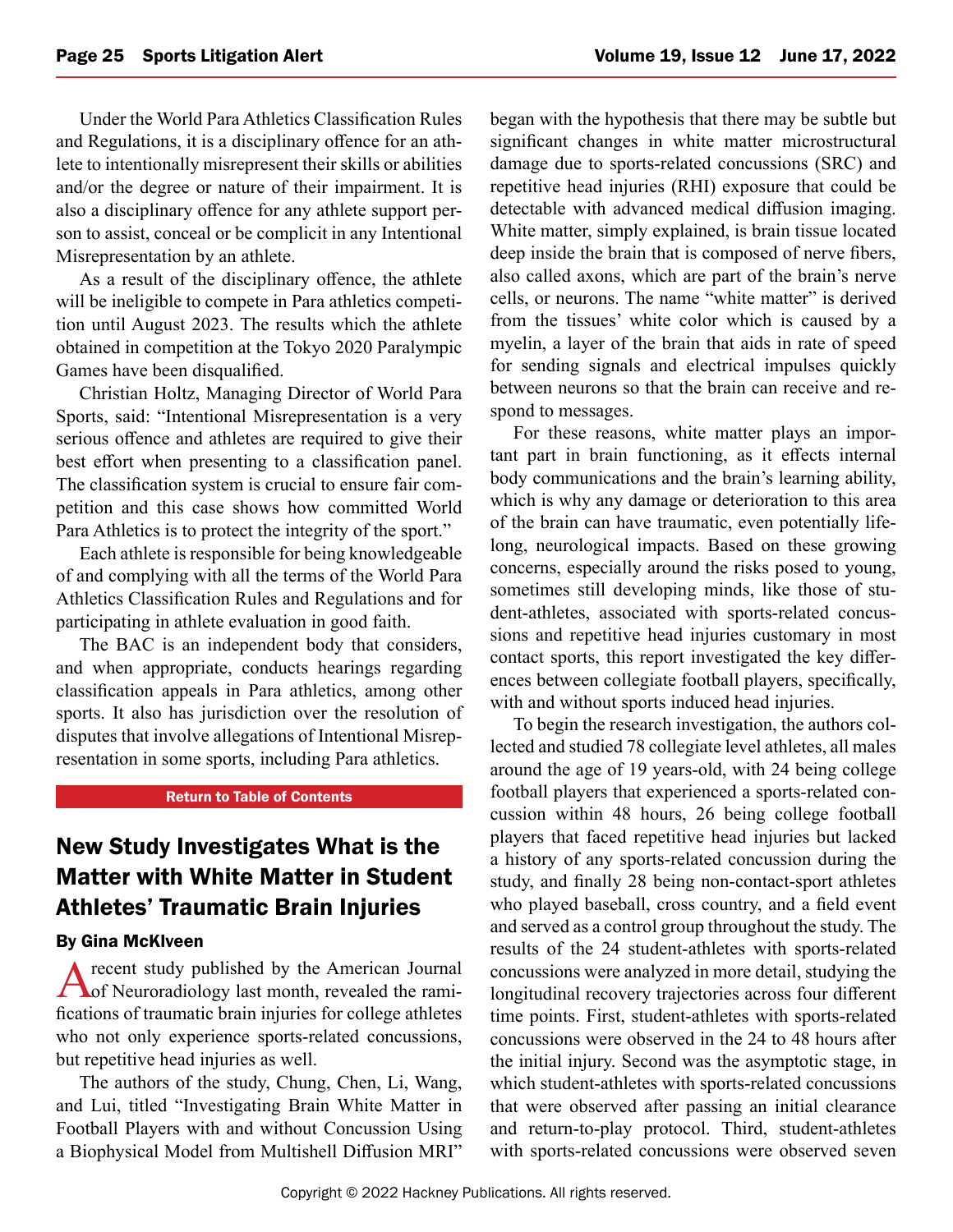Under the World Para Athletics Classification Rules and Regulations, it is a disciplinary offence for an athlete to intentionally misrepresent their skills or abilities and/or the degree or nature of their impairment. It is also a disciplinary offence for any athlete support person to assist, conceal or be complicit in any Intentional Misrepresentation by an athlete.

As a result of the disciplinary offence, the athlete will be ineligible to compete in Para athletics competition until August 2023. The results which the athlete obtained in competition at the Tokyo 2020 Paralympic Games have been disqualified.

Christian Holtz, Managing Director of World Para Sports, said: "Intentional Misrepresentation is a very serious offence and athletes are required to give their best effort when presenting to a classification panel. The classification system is crucial to ensure fair competition and this case shows how committed World Para Athletics is to protect the integrity of the sport."

Each athlete is responsible for being knowledgeable of and complying with all the terms of the World Para Athletics Classification Rules and Regulations and for participating in athlete evaluation in good faith.

The BAC is an independent body that considers, and when appropriate, conducts hearings regarding classification appeals in Para athletics, among other sports. It also has jurisdiction over the resolution of disputes that involve allegations of Intentional Misrepresentation in some sports, including Para athletics.

Return to Table of Contents

## New Study Investigates What is the Matter with White Matter in Student Athletes' Traumatic Brain Injuries

**By Gina McKlveen**

A recent study published by the American Journal of Neuroradiology last month, revealed the ramifications of traumatic brain injuries for college athletes who not only experience sports-related concussions, but repetitive head injuries as well.

The authors of the study, Chung, Chen, Li, Wang, and Lui, titled "Investigating Brain White Matter in Football Players with and without Concussion Using a Biophysical Model from Multishell Diffusion MRI" began with the hypothesis that there may be subtle but significant changes in white matter microstructural damage due to sports-related concussions (SRC) and repetitive head injuries (RHI) exposure that could be detectable with advanced medical diffusion imaging. White matter, simply explained, is brain tissue located deep inside the brain that is composed of nerve fibers, also called axons, which are part of the brain's nerve cells, or neurons. The name "white matter" is derived from the tissues' white color which is caused by a myelin, a layer of the brain that aids in rate of speed for sending signals and electrical impulses quickly between neurons so that the brain can receive and respond to messages.

For these reasons, white matter plays an important part in brain functioning, as it effects internal body communications and the brain's learning ability, which is why any damage or deterioration to this area of the brain can have traumatic, even potentially lifelong, neurological impacts. Based on these growing concerns, especially around the risks posed to young, sometimes still developing minds, like those of student-athletes, associated with sports-related concussions and repetitive head injuries customary in most contact sports, this report investigated the key differences between collegiate football players, specifically, with and without sports induced head injuries.

To begin the research investigation, the authors collected and studied 78 collegiate level athletes, all males around the age of 19 years-old, with 24 being college football players that experienced a sports-related concussion within 48 hours, 26 being college football players that faced repetitive head injuries but lacked a history of any sports-related concussion during the study, and finally 28 being non-contact-sport athletes who played baseball, cross country, and a field event and served as a control group throughout the study. The results of the 24 student-athletes with sports-related concussions were analyzed in more detail, studying the longitudinal recovery trajectories across four different time points. First, student-athletes with sports-related concussions were observed in the 24 to 48 hours after the initial injury. Second was the asymptotic stage, in which student-athletes with sports-related concussions that were observed after passing an initial clearance and return-to-play protocol. Third, student-athletes with sports-related concussions were observed seven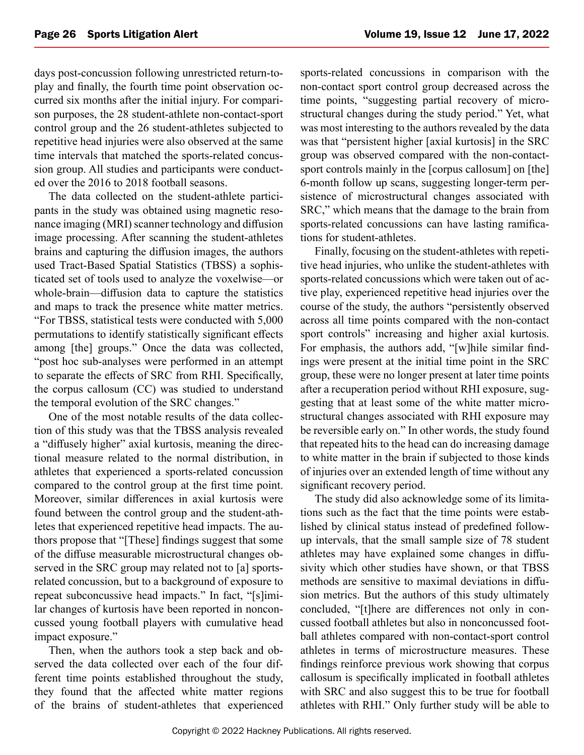days post-concussion following unrestricted return-to-play and finally, the fourth time point observation occurred six months after the initial injury. For comparison purposes, the 28 student-athlete non-contact-sport control group and the 26 student-athletes subjected to repetitive head injuries were also observed at the same time intervals that matched the sports-related concussion group. All studies and participants were conducted over the 2016 to 2018 football seasons.

The data collected on the student-athlete participants in the study was obtained using magnetic resonance imaging (MRI) scanner technology and diffusion image processing. After scanning the student-athletes brains and capturing the diffusion images, the authors used Tract-Based Spatial Statistics (TBSS) a sophisticated set of tools used to analyze the voxelwise—or whole-brain—diffusion data to capture the statistics and maps to track the presence white matter metrics. "For TBSS, statistical tests were conducted with 5,000 permutations to identify statistically significant effects among [the] groups." Once the data was collected, "post hoc sub-analyses were performed in an attempt to separate the effects of SRC from RHI. Specifically, the corpus callosum (CC) was studied to understand the temporal evolution of the SRC changes."

One of the most notable results of the data collection of this study was that the TBSS analysis revealed a "diffusely higher" axial kurtosis, meaning the directional measure related to the normal distribution, in athletes that experienced a sports-related concussion compared to the control group at the first time point. Moreover, similar differences in axial kurtosis were found between the control group and the student-athletes that experienced repetitive head impacts. The authors propose that "[These] findings suggest that some of the diffuse measurable microstructural changes observed in the SRC group may related not to [a] sports-related concussion, but to a background of exposure to repeat subconcussive head impacts." In fact, "[s]imilar changes of kurtosis have been reported in nonconcussed young football players with cumulative head impact exposure."

Then, when the authors took a step back and observed the data collected over each of the four different time points established throughout the study, they found that the affected white matter regions of the brains of student-athletes that experienced sports-related concussions in comparison with the non-contact sport control group decreased across the time points, "suggesting partial recovery of microstructural changes during the study period." Yet, what was most interesting to the authors revealed by the data was that "persistent higher [axial kurtosis] in the SRC group was observed compared with the non-contact-sport controls mainly in the [corpus callosum] on [the] 6-month follow up scans, suggesting longer-term persistence of microstructural changes associated with SRC," which means that the damage to the brain from sports-related concussions can have lasting ramifications for student-athletes.

Finally, focusing on the student-athletes with repetitive head injuries, who unlike the student-athletes with sports-related concussions which were taken out of active play, experienced repetitive head injuries over the course of the study, the authors "persistently observed across all time points compared with the non-contact sport controls" increasing and higher axial kurtosis. For emphasis, the authors add, "[w]hile similar findings were present at the initial time point in the SRC group, these were no longer present at later time points after a recuperation period without RHI exposure, suggesting that at least some of the white matter microstructural changes associated with RHI exposure may be reversible early on." In other words, the study found that repeated hits to the head can do increasing damage to white matter in the brain if subjected to those kinds of injuries over an extended length of time without any significant recovery period.

The study did also acknowledge some of its limitations such as the fact that the time points were established by clinical status instead of predefined follow-up intervals, that the small sample size of 78 student athletes may have explained some changes in diffusivity which other studies have shown, or that TBSS methods are sensitive to maximal deviations in diffusion metrics. But the authors of this study ultimately concluded, "[t]here are differences not only in concussed football athletes but also in nonconcussed football athletes compared with non-contact-sport control athletes in terms of microstructure measures. These findings reinforce previous work showing that corpus callosum is specifically implicated in football athletes with SRC and also suggest this to be true for football athletes with RHI." Only further study will be able to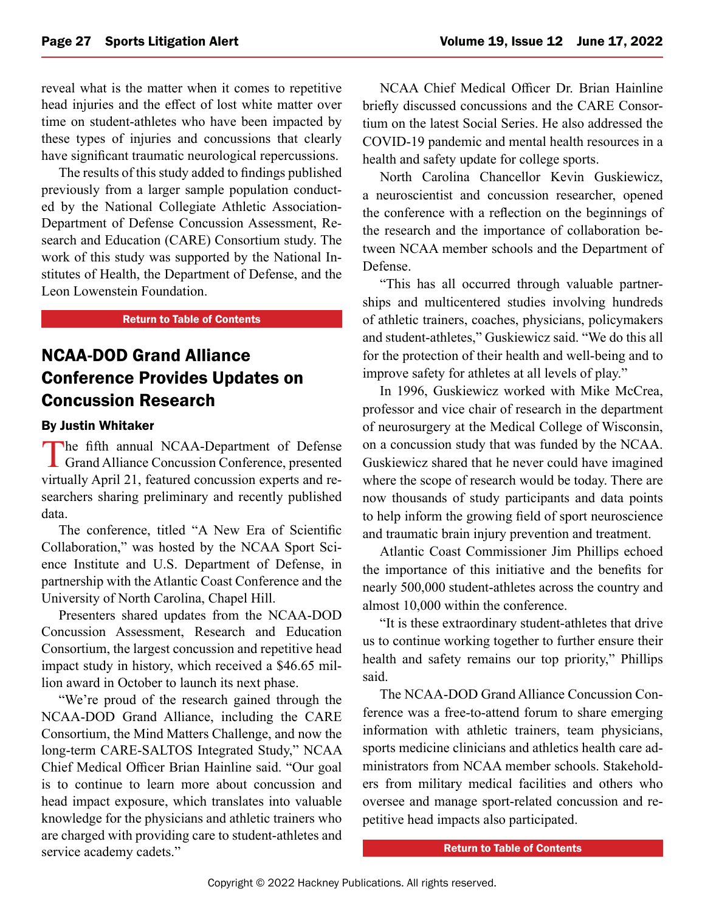reveal what is the matter when it comes to repetitive head injuries and the effect of lost white matter over time on student-athletes who have been impacted by these types of injuries and concussions that clearly have significant traumatic neurological repercussions.

The results of this study added to findings published previously from a larger sample population conducted by the National Collegiate Athletic Association-Department of Defense Concussion Assessment, Research and Education (CARE) Consortium study. The work of this study was supported by the National Institutes of Health, the Department of Defense, and the Leon Lowenstein Foundation.

Return to Table of Contents

## NCAA-DOD Grand Alliance Conference Provides Updates on Concussion Research

**By Justin Whitaker**

The fifth annual NCAA-Department of Defense Grand Alliance Concussion Conference, presented virtually April 21, featured concussion experts and researchers sharing preliminary and recently published data.

The conference, titled "A New Era of Scientific Collaboration," was hosted by the NCAA Sport Science Institute and U.S. Department of Defense, in partnership with the Atlantic Coast Conference and the University of North Carolina, Chapel Hill.

Presenters shared updates from the NCAA-DOD Concussion Assessment, Research and Education Consortium, the largest concussion and repetitive head impact study in history, which received a $46.65 million award in October to launch its next phase.

"We're proud of the research gained through the NCAA-DOD Grand Alliance, including the CARE Consortium, the Mind Matters Challenge, and now the long-term CARE-SALTOS Integrated Study," NCAA Chief Medical Officer Brian Hainline said. "Our goal is to continue to learn more about concussion and head impact exposure, which translates into valuable knowledge for the physicians and athletic trainers who are charged with providing care to student-athletes and service academy cadets."

NCAA Chief Medical Officer Dr. Brian Hainline briefly discussed concussions and the CARE Consortium on the latest Social Series. He also addressed the COVID-19 pandemic and mental health resources in a health and safety update for college sports.

North Carolina Chancellor Kevin Guskiewicz, a neuroscientist and concussion researcher, opened the conference with a reflection on the beginnings of the research and the importance of collaboration between NCAA member schools and the Department of Defense.

"This has all occurred through valuable partnerships and multicentered studies involving hundreds of athletic trainers, coaches, physicians, policymakers and student-athletes," Guskiewicz said. "We do this all for the protection of their health and well-being and to improve safety for athletes at all levels of play."

In 1996, Guskiewicz worked with Mike McCrea, professor and vice chair of research in the department of neurosurgery at the Medical College of Wisconsin, on a concussion study that was funded by the NCAA. Guskiewicz shared that he never could have imagined where the scope of research would be today. There are now thousands of study participants and data points to help inform the growing field of sport neuroscience and traumatic brain injury prevention and treatment.

Atlantic Coast Commissioner Jim Phillips echoed the importance of this initiative and the benefits for nearly 500,000 student-athletes across the country and almost 10,000 within the conference.

"It is these extraordinary student-athletes that drive us to continue working together to further ensure their health and safety remains our top priority," Phillips said.

The NCAA-DOD Grand Alliance Concussion Conference was a free-to-attend forum to share emerging information with athletic trainers, team physicians, sports medicine clinicians and athletics health care administrators from NCAA member schools. Stakeholders from military medical facilities and others who oversee and manage sport-related concussion and repetitive head impacts also participated.

Return to Table of Contents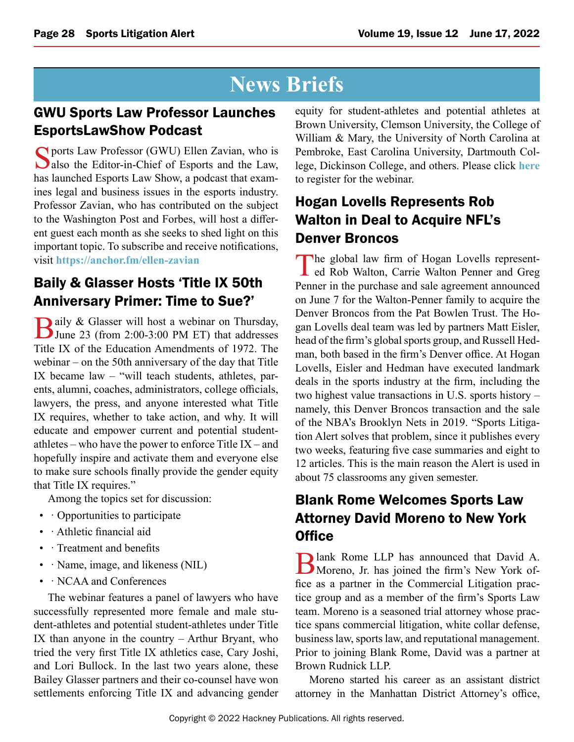# News Briefs

## GWU Sports Law Professor Launches EsportsLawShow Podcast

Sports Law Professor (GWU) Ellen Zavian, who is also the Editor-in-Chief of Esports and the Law, has launched Esports Law Show, a podcast that examines legal and business issues in the esports industry. Professor Zavian, who has contributed on the subject to the Washington Post and Forbes, will host a different guest each month as she seeks to shed light on this important topic. To subscribe and receive notifications, visit **https://anchor.fm/ellen-zavian**

## Baily & Glasser Hosts 'Title IX 50th Anniversary Primer: Time to Sue?'

Baily & Glasser will host a webinar on Thursday, June 23 (from 2:00-3:00 PM ET) that addresses Title IX of the Education Amendments of 1972. The webinar – on the 50th anniversary of the day that Title IX became law – "will teach students, athletes, parents, alumni, coaches, administrators, college officials, lawyers, the press, and anyone interested what Title IX requires, whether to take action, and why. It will educate and empower current and potential student-athletes – who have the power to enforce Title IX – and hopefully inspire and activate them and everyone else to make sure schools finally provide the gender equity that Title IX requires."

Among the topics set for discussion:

- · Opportunities to participate
- · Athletic financial aid
- · Treatment and benefits
- · Name, image, and likeness (NIL)
- · NCAA and Conferences

The webinar features a panel of lawyers who have successfully represented more female and male student-athletes and potential student-athletes under Title IX than anyone in the country – Arthur Bryant, who tried the very first Title IX athletics case, Cary Joshi, and Lori Bullock. In the last two years alone, these Bailey Glasser partners and their co-counsel have won settlements enforcing Title IX and advancing gender equity for student-athletes and potential athletes at Brown University, Clemson University, the College of William & Mary, the University of North Carolina at Pembroke, East Carolina University, Dartmouth College, Dickinson College, and others. Please click **here** to register for the webinar.

## Hogan Lovells Represents Rob Walton in Deal to Acquire NFL's Denver Broncos

The global law firm of Hogan Lovells represented Rob Walton, Carrie Walton Penner and Greg Penner in the purchase and sale agreement announced on June 7 for the Walton-Penner family to acquire the Denver Broncos from the Pat Bowlen Trust. The Hogan Lovells deal team was led by partners Matt Eisler, head of the firm's global sports group, and Russell Hedman, both based in the firm's Denver office. At Hogan Lovells, Eisler and Hedman have executed landmark deals in the sports industry at the firm, including the two highest value transactions in U.S. sports history – namely, this Denver Broncos transaction and the sale of the NBA's Brooklyn Nets in 2019. "Sports Litigation Alert solves that problem, since it publishes every two weeks, featuring five case summaries and eight to 12 articles. This is the main reason the Alert is used in about 75 classrooms any given semester.

## Blank Rome Welcomes Sports Law Attorney David Moreno to New York Office

Blank Rome LLP has announced that David A. Moreno, Jr. has joined the firm's New York office as a partner in the Commercial Litigation practice group and as a member of the firm's Sports Law team. Moreno is a seasoned trial attorney whose practice spans commercial litigation, white collar defense, business law, sports law, and reputational management. Prior to joining Blank Rome, David was a partner at Brown Rudnick LLP.

Moreno started his career as an assistant district attorney in the Manhattan District Attorney's office,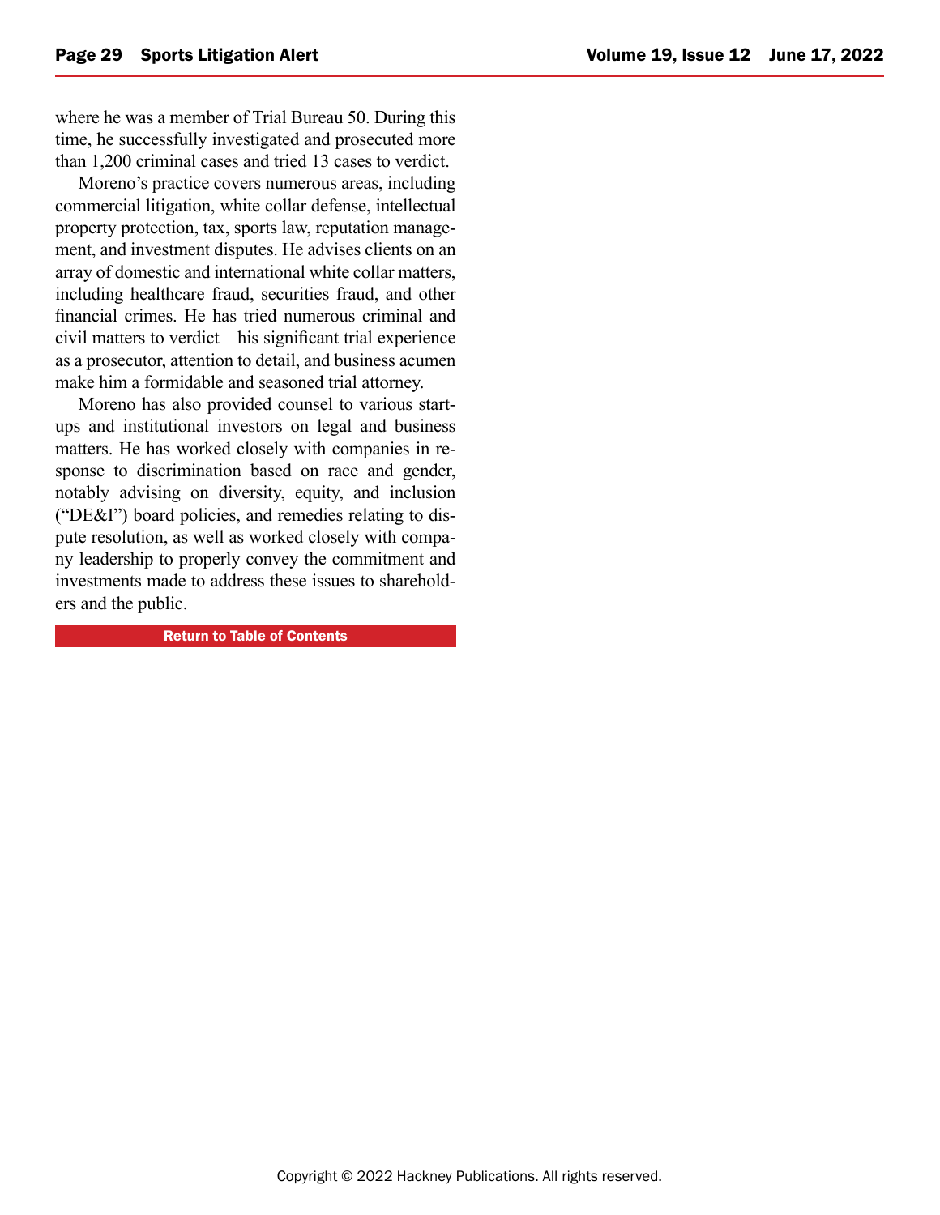where he was a member of Trial Bureau 50. During this time, he successfully investigated and prosecuted more than 1,200 criminal cases and tried 13 cases to verdict.

Moreno's practice covers numerous areas, including commercial litigation, white collar defense, intellectual property protection, tax, sports law, reputation management, and investment disputes. He advises clients on an array of domestic and international white collar matters, including healthcare fraud, securities fraud, and other financial crimes. He has tried numerous criminal and civil matters to verdict—his significant trial experience as a prosecutor, attention to detail, and business acumen make him a formidable and seasoned trial attorney.

Moreno has also provided counsel to various start-ups and institutional investors on legal and business matters. He has worked closely with companies in response to discrimination based on race and gender, notably advising on diversity, equity, and inclusion ("DE&I") board policies, and remedies relating to dispute resolution, as well as worked closely with company leadership to properly convey the commitment and investments made to address these issues to shareholders and the public.

Return to Table of Contents

Copyright © 2022 Hackney Publications. All rights reserved.